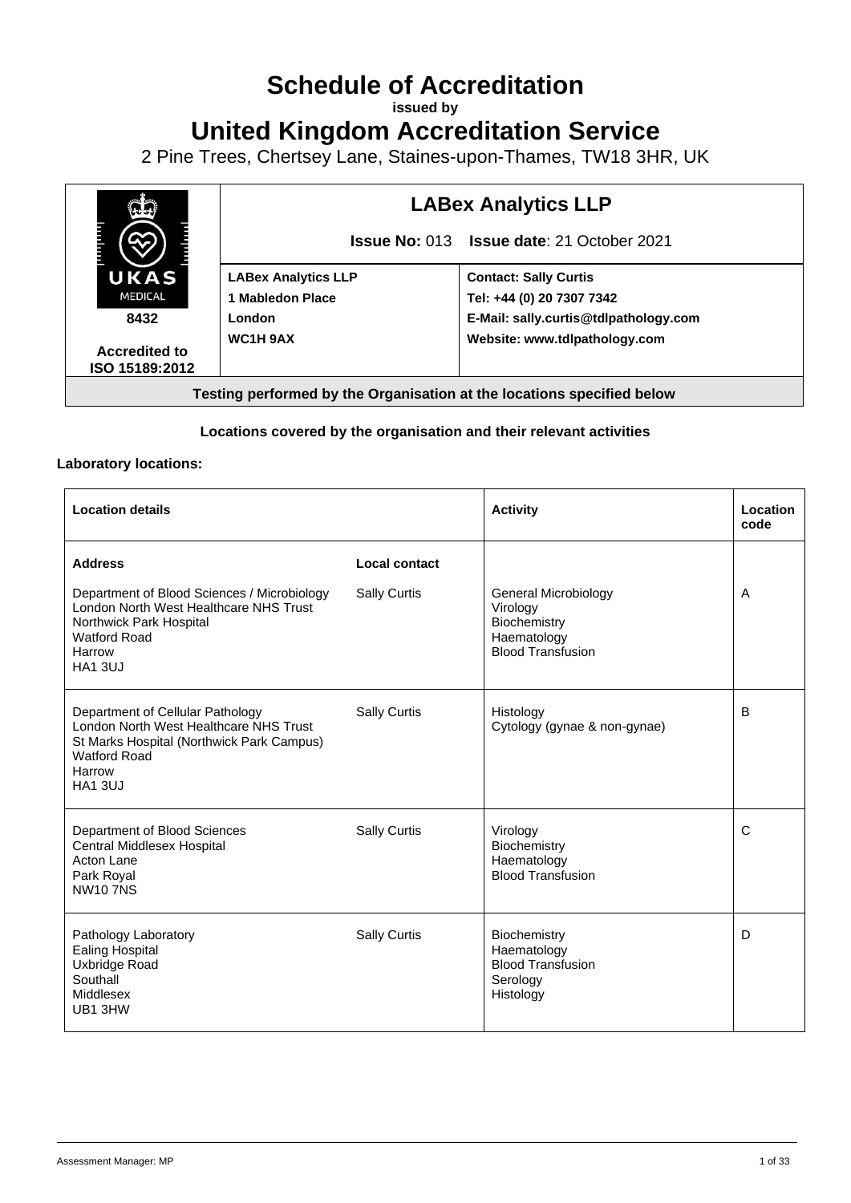# Schedule of Accreditation

**issued by**

# United Kingdom Accreditation Service

2 Pine Trees, Chertsey Lane, Staines-upon-Thames, TW18 3HR, UK

| UKAS MEDICAL 8432 Accredited to ISO 15189:2012 | **LABex Analytics LLP** | |
|---|---|---|
| | **Issue No:** 013 **Issue date**: 21 October 2021 | |
| | **LABex Analytics LLP** | **Contact: Sally Curtis** |
| | **1 Mabledon Place** | **Tel: +44 (0) 20 7307 7342** |
| | **London** | **E-Mail: sally.curtis@tdlpathology.com** |
| | **WC1H 9AX** | **Website: www.tdlpathology.com** |

**Testing performed by the Organisation at the locations specified below**

**Locations covered by the organisation and their relevant activities**

**Laboratory locations:**

| Location details | | Activity | Location code |
|---|---|---|---|
| **Address** | **Local contact** | | |
| Department of Blood Sciences / Microbiology<br>London North West Healthcare NHS Trust<br>Northwick Park Hospital<br>Watford Road<br>Harrow<br>HA1 3UJ | Sally Curtis | General Microbiology<br>Virology<br>Biochemistry<br>Haematology<br>Blood Transfusion | A |
| Department of Cellular Pathology<br>London North West Healthcare NHS Trust<br>St Marks Hospital (Northwick Park Campus)<br>Watford Road<br>Harrow<br>HA1 3UJ | Sally Curtis | Histology<br>Cytology (gynae & non-gynae) | B |
| Department of Blood Sciences<br>Central Middlesex Hospital<br>Acton Lane<br>Park Royal<br>NW10 7NS | Sally Curtis | Virology<br>Biochemistry<br>Haematology<br>Blood Transfusion | C |
| Pathology Laboratory<br>Ealing Hospital<br>Uxbridge Road<br>Southall<br>Middlesex<br>UB1 3HW | Sally Curtis | Biochemistry<br>Haematology<br>Blood Transfusion<br>Serology<br>Histology | D |

Assessment Manager: MP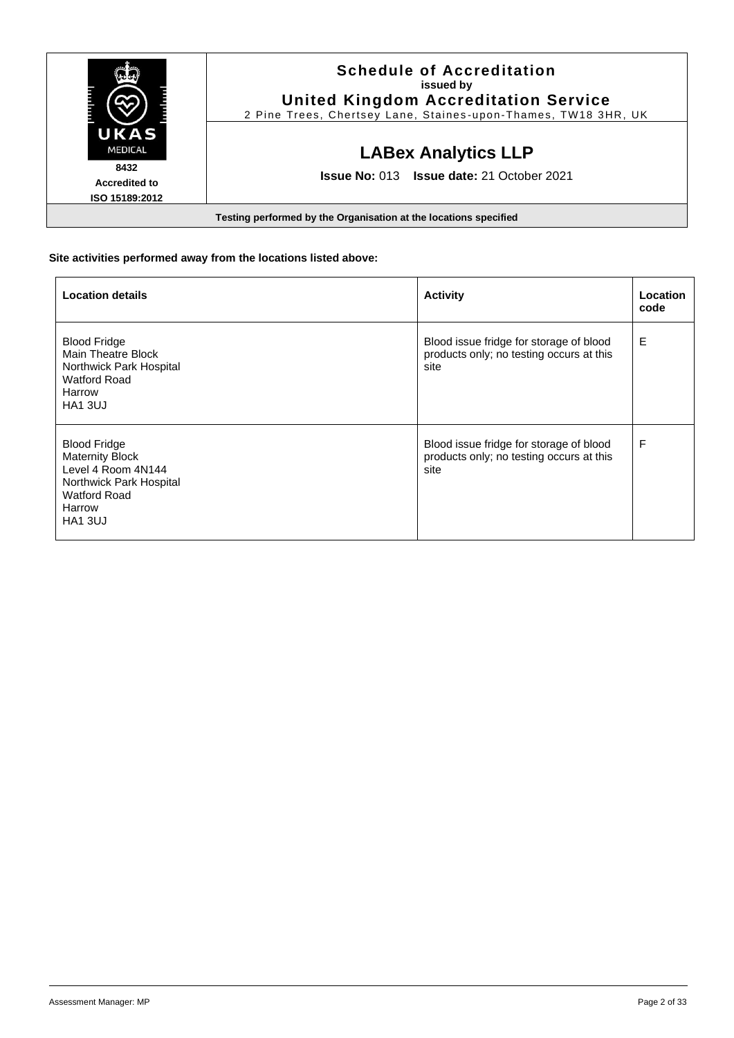# Schedule of Accreditation

**issued by**

**United Kingdom Accreditation Service**

2 Pine Trees, Chertsey Lane, Staines-upon-Thames, TW18 3HR, UK

UKAS MEDICAL

**8432**

**Accredited to ISO 15189:2012**

## LABex Analytics LLP

**Issue No:** 013 **Issue date:** 21 October 2021

**Testing performed by the Organisation at the locations specified**

**Site activities performed away from the locations listed above:**

| Location details | Activity | Location code |
|---|---|---|
| Blood Fridge<br>Main Theatre Block<br>Northwick Park Hospital<br>Watford Road<br>Harrow<br>HA1 3UJ | Blood issue fridge for storage of blood products only; no testing occurs at this site | E |
| Blood Fridge<br>Maternity Block<br>Level 4 Room 4N144<br>Northwick Park Hospital<br>Watford Road<br>Harrow<br>HA1 3UJ | Blood issue fridge for storage of blood products only; no testing occurs at this site | F |

Assessment Manager: MP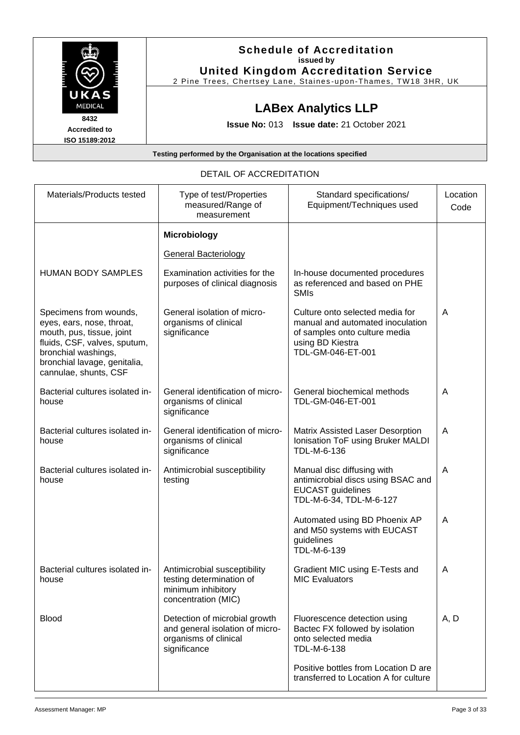**8432**
**Accredited to**
**ISO 15189:2012**

**Schedule of Accreditation**
**issued by**
**United Kingdom Accreditation Service**
2 Pine Trees, Chertsey Lane, Staines-upon-Thames, TW18 3HR, UK

## LABex Analytics LLP

**Issue No:** 013 **Issue date:** 21 October 2021

**Testing performed by the Organisation at the locations specified**

DETAIL OF ACCREDITATION

| Materials/Products tested | Type of test/Properties measured/Range of measurement | Standard specifications/ Equipment/Techniques used | Location Code |
|---|---|---|---|
| | **Microbiology** | | |
| | General Bacteriology | | |
| HUMAN BODY SAMPLES | Examination activities for the purposes of clinical diagnosis | In-house documented procedures as referenced and based on PHE SMIs | |
| Specimens from wounds, eyes, ears, nose, throat, mouth, pus, tissue, joint fluids, CSF, valves, sputum, bronchial washings, bronchial lavage, genitalia, cannulae, shunts, CSF | General isolation of micro-organisms of clinical significance | Culture onto selected media for manual and automated inoculation of samples onto culture media using BD Kiestra TDL-GM-046-ET-001 | A |
| Bacterial cultures isolated in-house | General identification of micro-organisms of clinical significance | General biochemical methods TDL-GM-046-ET-001 | A |
| Bacterial cultures isolated in-house | General identification of micro-organisms of clinical significance | Matrix Assisted Laser Desorption Ionisation ToF using Bruker MALDI TDL-M-6-136 | A |
| Bacterial cultures isolated in-house | Antimicrobial susceptibility testing | Manual disc diffusing with antimicrobial discs using BSAC and EUCAST guidelines TDL-M-6-34, TDL-M-6-127 | A |
| | | Automated using BD Phoenix AP and M50 systems with EUCAST guidelines TDL-M-6-139 | A |
| Bacterial cultures isolated in-house | Antimicrobial susceptibility testing determination of minimum inhibitory concentration (MIC) | Gradient MIC using E-Tests and MIC Evaluators | A |
| Blood | Detection of microbial growth and general isolation of micro-organisms of clinical significance | Fluorescence detection using Bactec FX followed by isolation onto selected media TDL-M-6-138 | A, D |
| | | Positive bottles from Location D are transferred to Location A for culture | |

Assessment Manager: MP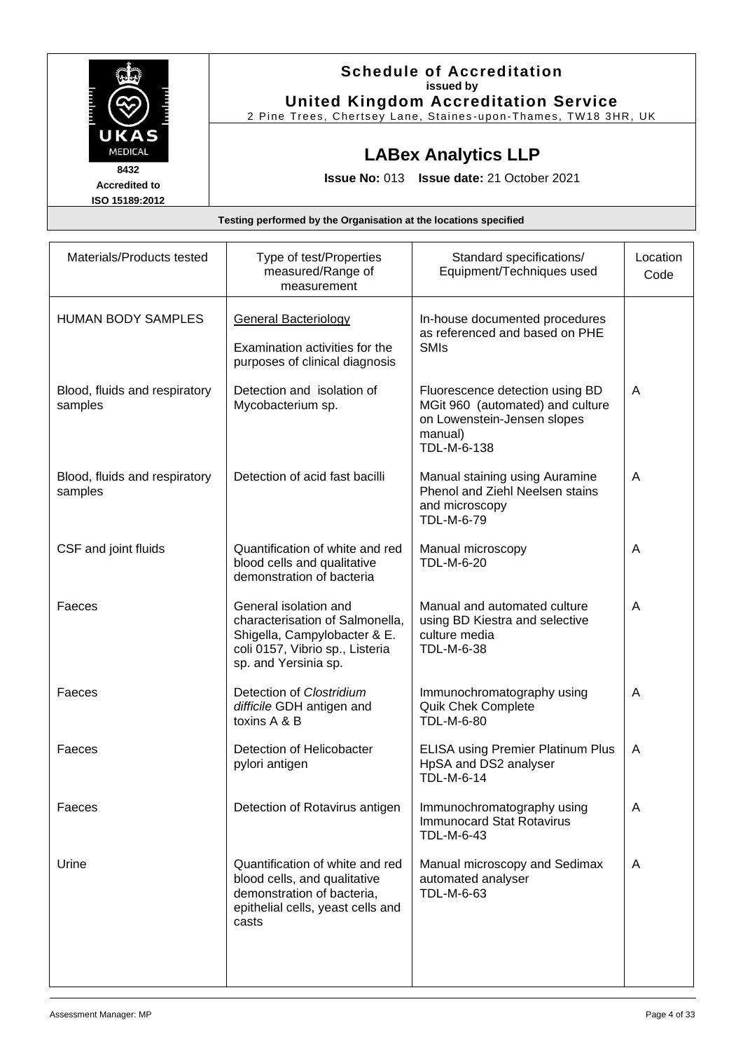**Schedule of Accreditation**
**issued by**
**United Kingdom Accreditation Service**
2 Pine Trees, Chertsey Lane, Staines-upon-Thames, TW18 3HR, UK

UKAS MEDICAL
**8432**
**Accredited to**
**ISO 15189:2012**

## LABex Analytics LLP

**Issue No:** 013 **Issue date:** 21 October 2021

**Testing performed by the Organisation at the locations specified**

| Materials/Products tested | Type of test/Properties measured/Range of measurement | Standard specifications/ Equipment/Techniques used | Location Code |
|---|---|---|---|
| HUMAN BODY SAMPLES | General Bacteriology<br><br>Examination activities for the purposes of clinical diagnosis | In-house documented procedures as referenced and based on PHE SMIs | |
| Blood, fluids and respiratory samples | Detection and isolation of Mycobacterium sp. | Fluorescence detection using BD MGit 960 (automated) and culture on Lowenstein-Jensen slopes manual)<br>TDL-M-6-138 | A |
| Blood, fluids and respiratory samples | Detection of acid fast bacilli | Manual staining using Auramine Phenol and Ziehl Neelsen stains and microscopy<br>TDL-M-6-79 | A |
| CSF and joint fluids | Quantification of white and red blood cells and qualitative demonstration of bacteria | Manual microscopy<br>TDL-M-6-20 | A |
| Faeces | General isolation and characterisation of Salmonella, Shigella, Campylobacter & E. coli 0157, Vibrio sp., Listeria sp. and Yersinia sp. | Manual and automated culture using BD Kiestra and selective culture media<br>TDL-M-6-38 | A |
| Faeces | Detection of *Clostridium difficile* GDH antigen and toxins A & B | Immunochromatography using Quik Chek Complete<br>TDL-M-6-80 | A |
| Faeces | Detection of Helicobacter pylori antigen | ELISA using Premier Platinum Plus HpSA and DS2 analyser<br>TDL-M-6-14 | A |
| Faeces | Detection of Rotavirus antigen | Immunochromatography using Immunocard Stat Rotavirus<br>TDL-M-6-43 | A |
| Urine | Quantification of white and red blood cells, and qualitative demonstration of bacteria, epithelial cells, yeast cells and casts | Manual microscopy and Sedimax automated analyser<br>TDL-M-6-63 | A |

Assessment Manager: MP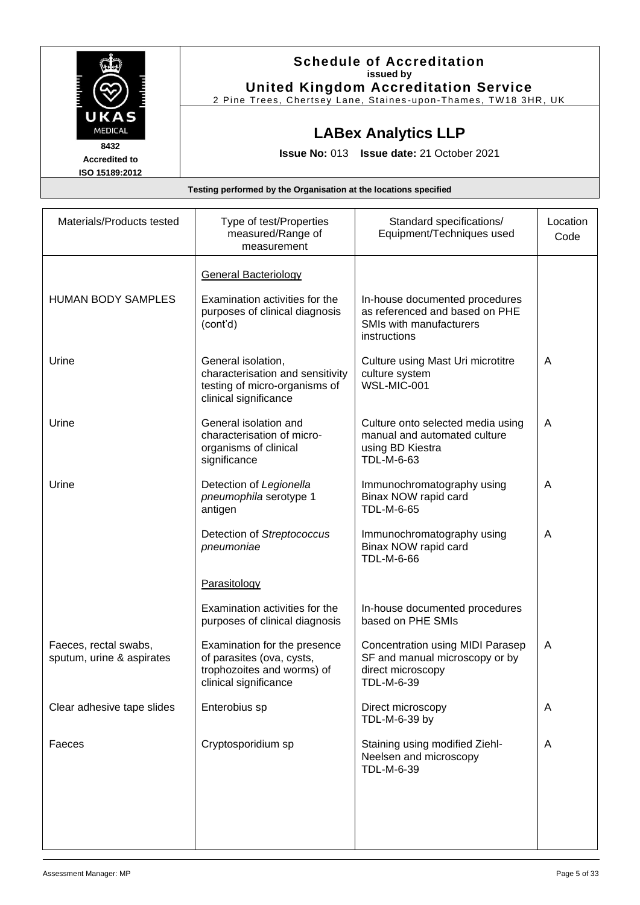**Schedule of Accreditation**
**issued by**
**United Kingdom Accreditation Service**
2 Pine Trees, Chertsey Lane, Staines-upon-Thames, TW18 3HR, UK

UKAS MEDICAL
**8432**
**Accredited to**
**ISO 15189:2012**

## LABex Analytics LLP

**Issue No:** 013 **Issue date:** 21 October 2021

**Testing performed by the Organisation at the locations specified**

| Materials/Products tested | Type of test/Properties measured/Range of measurement | Standard specifications/ Equipment/Techniques used | Location Code |
|---|---|---|---|
| | General Bacteriology | | |
| HUMAN BODY SAMPLES | Examination activities for the purposes of clinical diagnosis (cont'd) | In-house documented procedures as referenced and based on PHE SMIs with manufacturers instructions | |
| Urine | General isolation, characterisation and sensitivity testing of micro-organisms of clinical significance | Culture using Mast Uri microtitre culture system<br>WSL-MIC-001 | A |
| Urine | General isolation and characterisation of micro-organisms of clinical significance | Culture onto selected media using manual and automated culture using BD Kiestra<br>TDL-M-6-63 | A |
| Urine | Detection of *Legionella pneumophila* serotype 1 antigen | Immunochromatography using Binax NOW rapid card<br>TDL-M-6-65 | A |
| | Detection of *Streptococcus pneumoniae* | Immunochromatography using Binax NOW rapid card<br>TDL-M-6-66 | A |
| | Parasitology | | |
| | Examination activities for the purposes of clinical diagnosis | In-house documented procedures based on PHE SMIs | |
| Faeces, rectal swabs, sputum, urine & aspirates | Examination for the presence of parasites (ova, cysts, trophozoites and worms) of clinical significance | Concentration using MIDI Parasep SF and manual microscopy or by direct microscopy<br>TDL-M-6-39 | A |
| Clear adhesive tape slides | Enterobius sp | Direct microscopy<br>TDL-M-6-39 by | A |
| Faeces | Cryptosporidium sp | Staining using modified Ziehl-Neelsen and microscopy<br>TDL-M-6-39 | A |

Assessment Manager: MP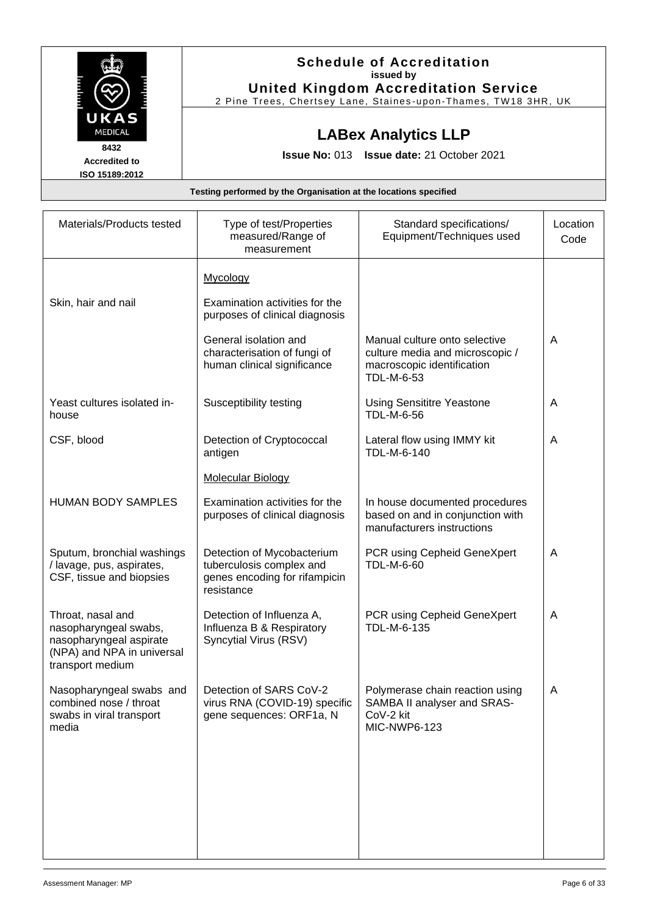**Schedule of Accreditation**
**issued by**
**United Kingdom Accreditation Service**
2 Pine Trees, Chertsey Lane, Staines-upon-Thames, TW18 3HR, UK

UKAS MEDICAL
8432
Accredited to
ISO 15189:2012

## LABex Analytics LLP

**Issue No:** 013 **Issue date:** 21 October 2021

**Testing performed by the Organisation at the locations specified**

| Materials/Products tested | Type of test/Properties measured/Range of measurement | Standard specifications/ Equipment/Techniques used | Location Code |
|---|---|---|---|
| | Mycology | | |
| Skin, hair and nail | Examination activities for the purposes of clinical diagnosis | | |
| | General isolation and characterisation of fungi of human clinical significance | Manual culture onto selective culture media and microscopic / macroscopic identification TDL-M-6-53 | A |
| Yeast cultures isolated in-house | Susceptibility testing | Using Sensititre Yeastone TDL-M-6-56 | A |
| CSF, blood | Detection of Cryptococcal antigen | Lateral flow using IMMY kit TDL-M-6-140 | A |
| | Molecular Biology | | |
| HUMAN BODY SAMPLES | Examination activities for the purposes of clinical diagnosis | In house documented procedures based on and in conjunction with manufacturers instructions | |
| Sputum, bronchial washings / lavage, pus, aspirates, CSF, tissue and biopsies | Detection of Mycobacterium tuberculosis complex and genes encoding for rifampicin resistance | PCR using Cepheid GeneXpert TDL-M-6-60 | A |
| Throat, nasal and nasopharyngeal swabs, nasopharyngeal aspirate (NPA) and NPA in universal transport medium | Detection of Influenza A, Influenza B & Respiratory Syncytial Virus (RSV) | PCR using Cepheid GeneXpert TDL-M-6-135 | A |
| Nasopharyngeal swabs and combined nose / throat swabs in viral transport media | Detection of SARS CoV-2 virus RNA (COVID-19) specific gene sequences: ORF1a, N | Polymerase chain reaction using SAMBA II analyser and SRAS-CoV-2 kit MIC-NWP6-123 | A |

Assessment Manager: MP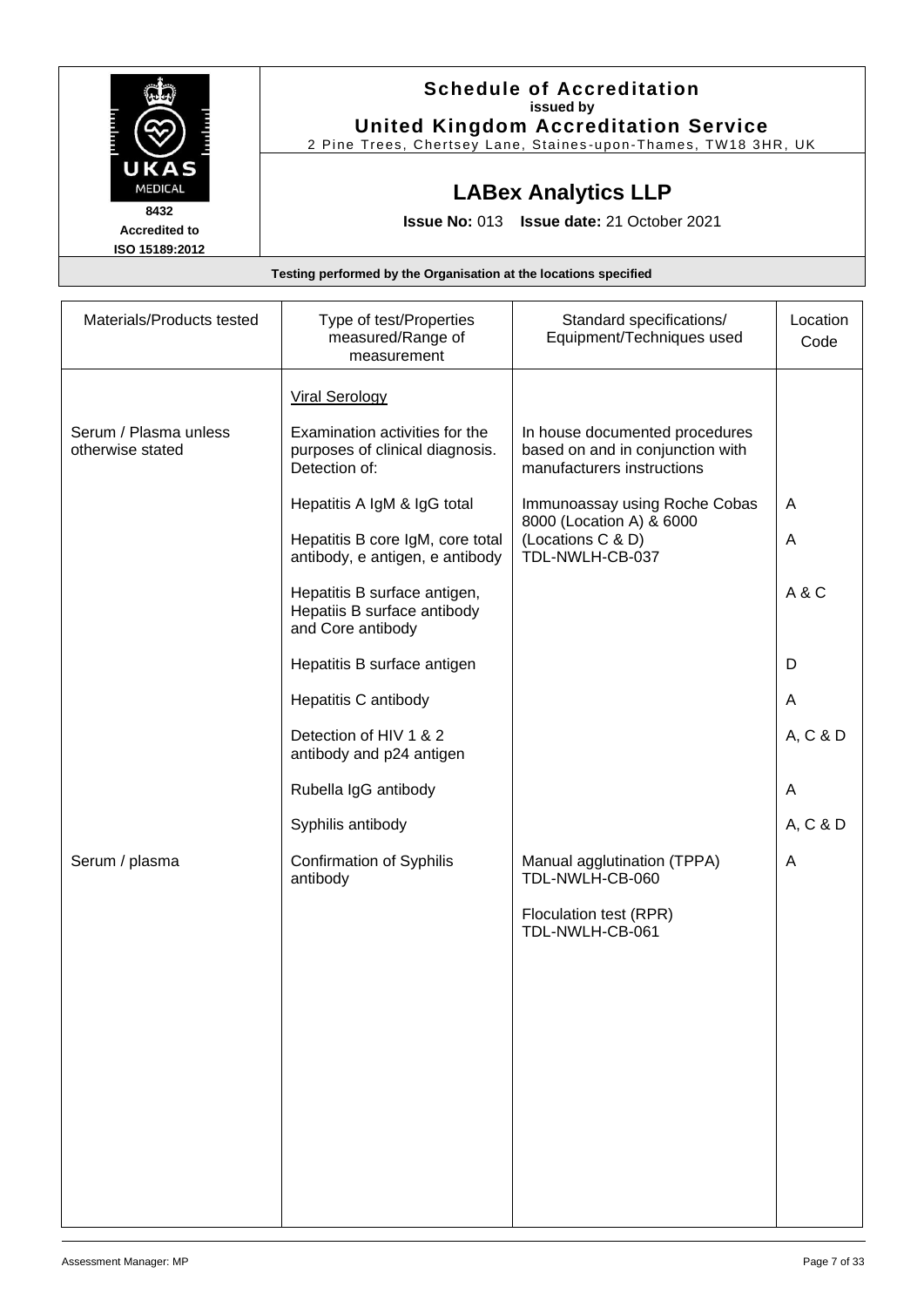**Schedule of Accreditation**
**issued by**
**United Kingdom Accreditation Service**
2 Pine Trees, Chertsey Lane, Staines-upon-Thames, TW18 3HR, UK

UKAS MEDICAL
**8432**
**Accredited to**
**ISO 15189:2012**

## LABex Analytics LLP

**Issue No:** 013 **Issue date:** 21 October 2021

**Testing performed by the Organisation at the locations specified**

| Materials/Products tested | Type of test/Properties measured/Range of measurement | Standard specifications/ Equipment/Techniques used | Location Code |
|---|---|---|---|
| | Viral Serology | | |
| Serum / Plasma unless otherwise stated | Examination activities for the purposes of clinical diagnosis. Detection of: | In house documented procedures based on and in conjunction with manufacturers instructions | |
| | Hepatitis A IgM & IgG total | Immunoassay using Roche Cobas 8000 (Location A) & 6000 (Locations C & D) TDL-NWLH-CB-037 | A |
| | Hepatitis B core IgM, core total antibody, e antigen, e antibody | | A |
| | Hepatitis B surface antigen, Hepatiis B surface antibody and Core antibody | | A & C |
| | Hepatitis B surface antigen | | D |
| | Hepatitis C antibody | | A |
| | Detection of HIV 1 & 2 antibody and p24 antigen | | A, C & D |
| | Rubella IgG antibody | | A |
| | Syphilis antibody | | A, C & D |
| Serum / plasma | Confirmation of Syphilis antibody | Manual agglutination (TPPA) TDL-NWLH-CB-060<br><br>Floculation test (RPR) TDL-NWLH-CB-061 | A |

Assessment Manager: MP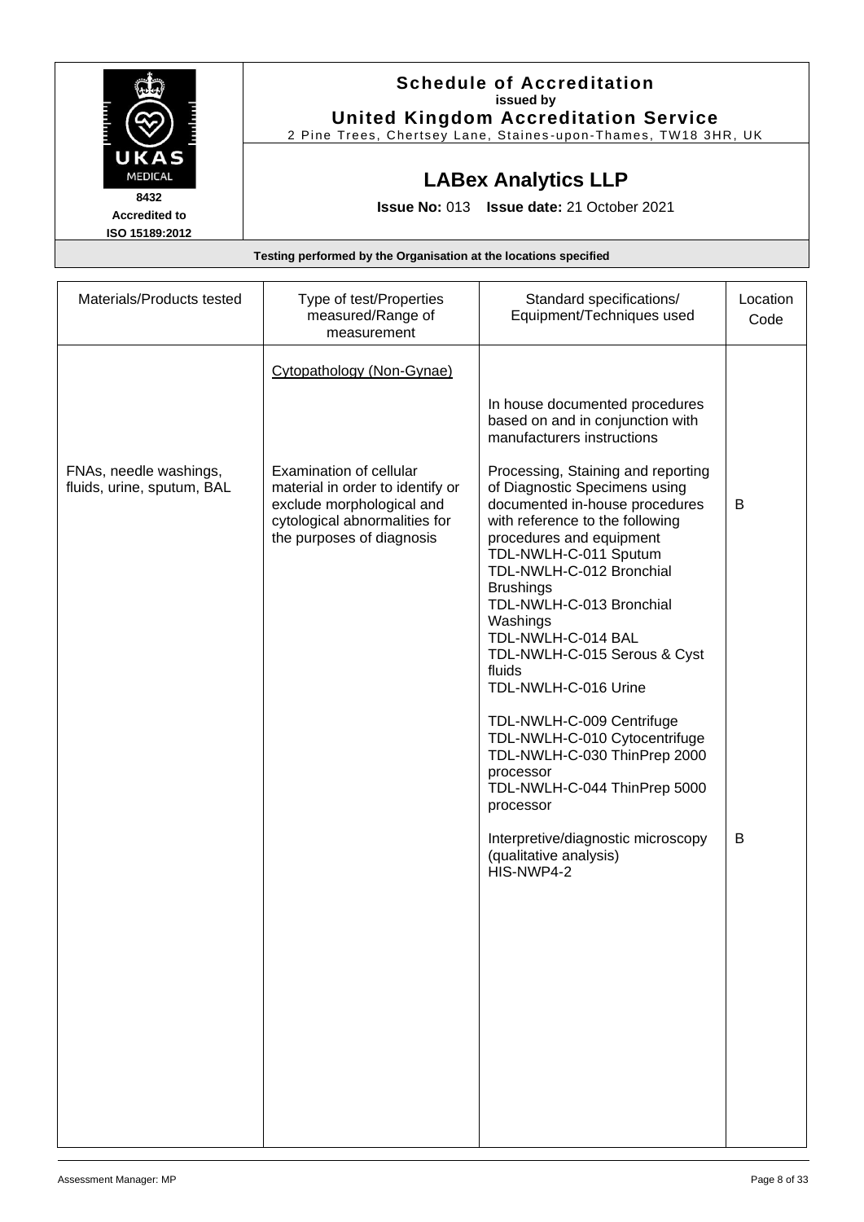# Schedule of Accreditation

**issued by**

**United Kingdom Accreditation Service**

2 Pine Trees, Chertsey Lane, Staines-upon-Thames, TW18 3HR, UK

UKAS MEDICAL

8432

Accredited to ISO 15189:2012

## LABex Analytics LLP

**Issue No:** 013 **Issue date:** 21 October 2021

**Testing performed by the Organisation at the locations specified**

| Materials/Products tested | Type of test/Properties measured/Range of measurement | Standard specifications/ Equipment/Techniques used | Location Code |
|---|---|---|---|
| | Cytopathology (Non-Gynae) | | |
| | | In house documented procedures based on and in conjunction with manufacturers instructions | |
| FNAs, needle washings, fluids, urine, sputum, BAL | Examination of cellular material in order to identify or exclude morphological and cytological abnormalities for the purposes of diagnosis | Processing, Staining and reporting of Diagnostic Specimens using documented in-house procedures with reference to the following procedures and equipment<br>TDL-NWLH-C-011 Sputum<br>TDL-NWLH-C-012 Bronchial Brushings<br>TDL-NWLH-C-013 Bronchial Washings<br>TDL-NWLH-C-014 BAL<br>TDL-NWLH-C-015 Serous & Cyst fluids<br>TDL-NWLH-C-016 Urine<br><br>TDL-NWLH-C-009 Centrifuge<br>TDL-NWLH-C-010 Cytocentrifuge<br>TDL-NWLH-C-030 ThinPrep 2000 processor<br>TDL-NWLH-C-044 ThinPrep 5000 processor | B |
| | | Interpretive/diagnostic microscopy (qualitative analysis)<br>HIS-NWP4-2 | B |

Assessment Manager: MP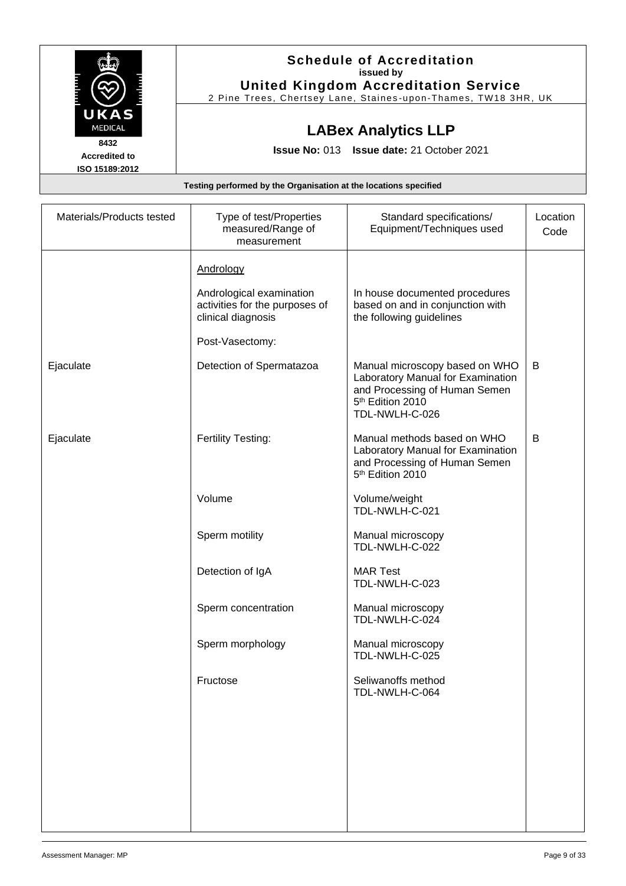# Schedule of Accreditation

**issued by**

**United Kingdom Accreditation Service**

2 Pine Trees, Chertsey Lane, Staines-upon-Thames, TW18 3HR, UK

8432
Accredited to
ISO 15189:2012

## LABex Analytics LLP

**Issue No:** 013 **Issue date:** 21 October 2021

**Testing performed by the Organisation at the locations specified**

| Materials/Products tested | Type of test/Properties measured/Range of measurement | Standard specifications/ Equipment/Techniques used | Location Code |
|---|---|---|---|
| | Andrology | | |
| | Andrological examination activities for the purposes of clinical diagnosis | In house documented procedures based on and in conjunction with the following guidelines | |
| | Post-Vasectomy: | | |
| Ejaculate | Detection of Spermatazoa | Manual microscopy based on WHO Laboratory Manual for Examination and Processing of Human Semen 5th Edition 2010 TDL-NWLH-C-026 | B |
| Ejaculate | Fertility Testing: | Manual methods based on WHO Laboratory Manual for Examination and Processing of Human Semen 5th Edition 2010 | B |
| | Volume | Volume/weight TDL-NWLH-C-021 | |
| | Sperm motility | Manual microscopy TDL-NWLH-C-022 | |
| | Detection of IgA | MAR Test TDL-NWLH-C-023 | |
| | Sperm concentration | Manual microscopy TDL-NWLH-C-024 | |
| | Sperm morphology | Manual microscopy TDL-NWLH-C-025 | |
| | Fructose | Seliwanoffs method TDL-NWLH-C-064 | |

Assessment Manager: MP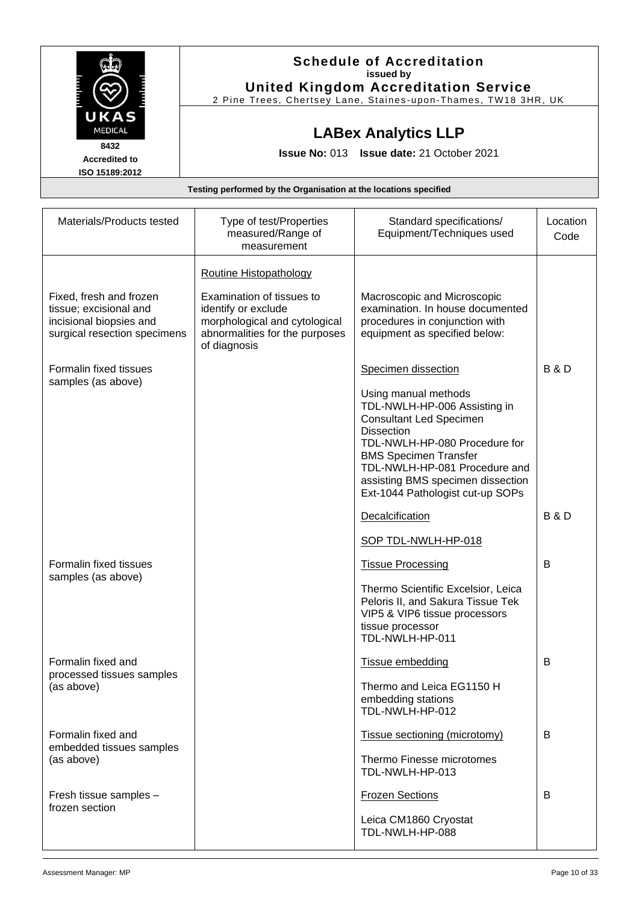# Schedule of Accreditation
issued by
**United Kingdom Accreditation Service**
2 Pine Trees, Chertsey Lane, Staines-upon-Thames, TW18 3HR, UK

UKAS MEDICAL
8432
Accredited to
ISO 15189:2012

## LABex Analytics LLP

**Issue No:** 013 **Issue date:** 21 October 2021

**Testing performed by the Organisation at the locations specified**

| Materials/Products tested | Type of test/Properties measured/Range of measurement | Standard specifications/ Equipment/Techniques used | Location Code |
|---|---|---|---|
| | Routine Histopathology | | |
| Fixed, fresh and frozen tissue; excisional and incisional biopsies and surgical resection specimens | Examination of tissues to identify or exclude morphological and cytological abnormalities for the purposes of diagnosis | Macroscopic and Microscopic examination. In house documented procedures in conjunction with equipment as specified below: | |
| Formalin fixed tissues samples (as above) | | Specimen dissection<br><br>Using manual methods<br>TDL-NWLH-HP-006 Assisting in Consultant Led Specimen Dissection<br>TDL-NWLH-HP-080 Procedure for BMS Specimen Transfer<br>TDL-NWLH-HP-081 Procedure and assisting BMS specimen dissection<br>Ext-1044 Pathologist cut-up SOPs | B & D |
| | | Decalcification<br><br>SOP TDL-NWLH-HP-018 | B & D |
| Formalin fixed tissues samples (as above) | | Tissue Processing<br><br>Thermo Scientific Excelsior, Leica Peloris II, and Sakura Tissue Tek VIP5 & VIP6 tissue processors tissue processor<br>TDL-NWLH-HP-011 | B |
| Formalin fixed and processed tissues samples (as above) | | Tissue embedding<br><br>Thermo and Leica EG1150 H embedding stations<br>TDL-NWLH-HP-012 | B |
| Formalin fixed and embedded tissues samples (as above) | | Tissue sectioning (microtomy)<br><br>Thermo Finesse microtomes<br>TDL-NWLH-HP-013 | B |
| Fresh tissue samples – frozen section | | Frozen Sections<br><br>Leica CM1860 Cryostat<br>TDL-NWLH-HP-088 | B |

Assessment Manager: MP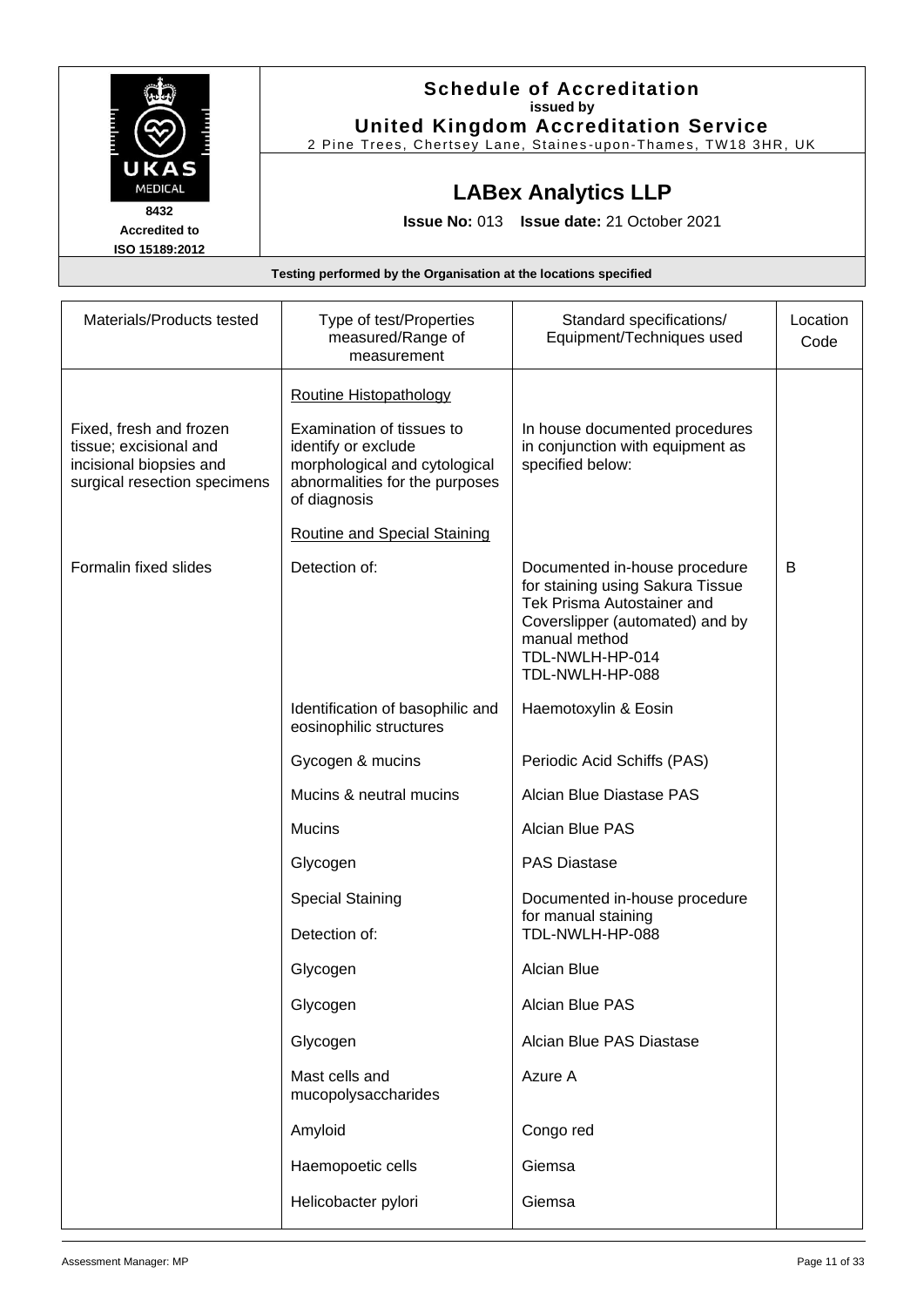# Schedule of Accreditation

**issued by**

**United Kingdom Accreditation Service**

2 Pine Trees, Chertsey Lane, Staines-upon-Thames, TW18 3HR, UK

UKAS MEDICAL

8432

Accredited to ISO 15189:2012

## LABex Analytics LLP

**Issue No:** 013 **Issue date:** 21 October 2021

**Testing performed by the Organisation at the locations specified**

| Materials/Products tested | Type of test/Properties measured/Range of measurement | Standard specifications/ Equipment/Techniques used | Location Code |
|---|---|---|---|
| | Routine Histopathology | | |
| Fixed, fresh and frozen tissue; excisional and incisional biopsies and surgical resection specimens | Examination of tissues to identify or exclude morphological and cytological abnormalities for the purposes of diagnosis | In house documented procedures in conjunction with equipment as specified below: | |
| | Routine and Special Staining | | |
| Formalin fixed slides | Detection of: | Documented in-house procedure for staining using Sakura Tissue Tek Prisma Autostainer and Coverslipper (automated) and by manual method TDL-NWLH-HP-014 TDL-NWLH-HP-088 | B |
| | Identification of basophilic and eosinophilic structures | Haemotoxylin & Eosin | |
| | Gycogen & mucins | Periodic Acid Schiffs (PAS) | |
| | Mucins & neutral mucins | Alcian Blue Diastase PAS | |
| | Mucins | Alcian Blue PAS | |
| | Glycogen | PAS Diastase | |
| | Special Staining | Documented in-house procedure for manual staining TDL-NWLH-HP-088 | |
| | Detection of: | | |
| | Glycogen | Alcian Blue | |
| | Glycogen | Alcian Blue PAS | |
| | Glycogen | Alcian Blue PAS Diastase | |
| | Mast cells and mucopolysaccharides | Azure A | |
| | Amyloid | Congo red | |
| | Haemopoetic cells | Giemsa | |
| | Helicobacter pylori | Giemsa | |

Assessment Manager: MP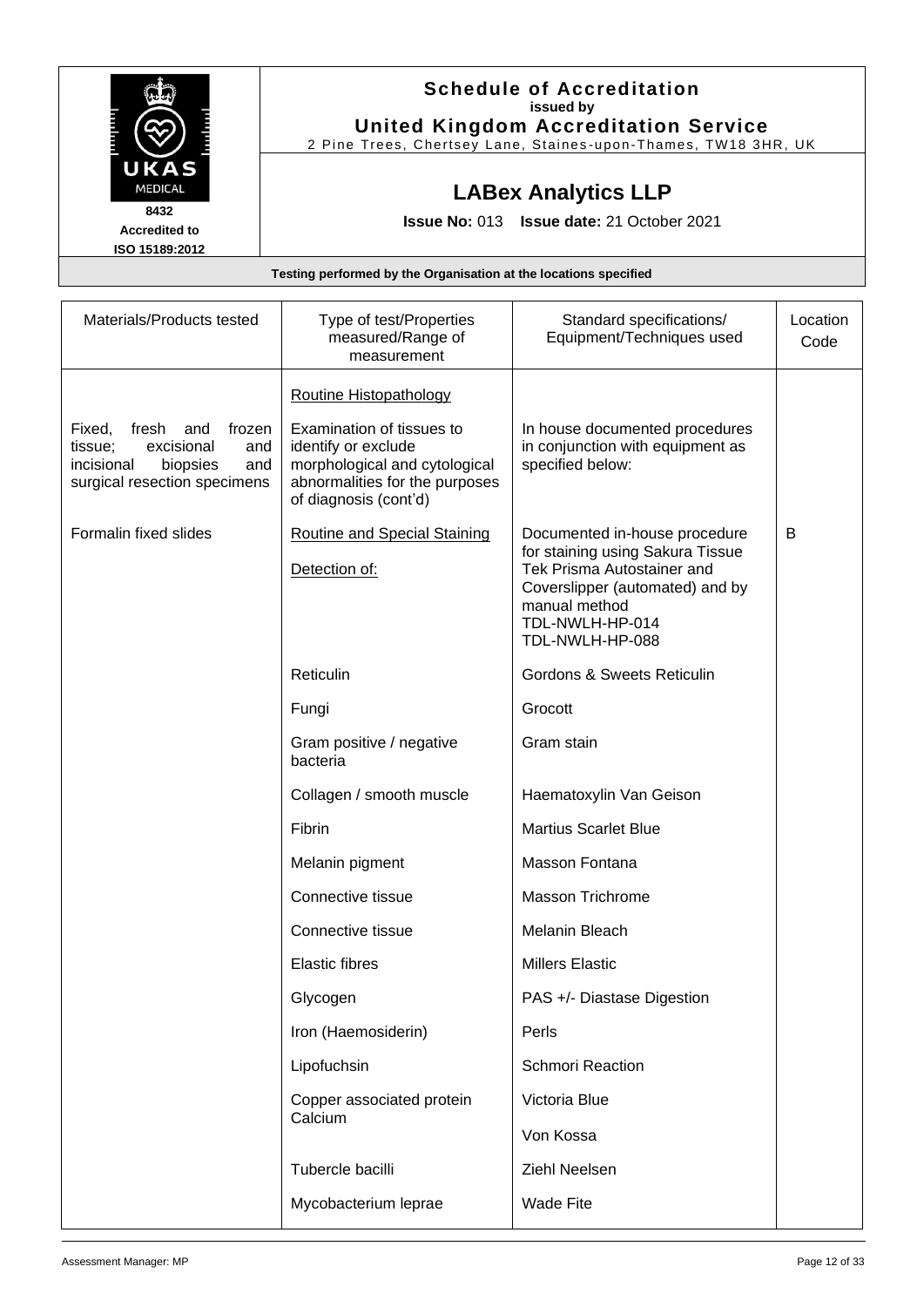**Schedule of Accreditation**
**issued by**
**United Kingdom Accreditation Service**
2 Pine Trees, Chertsey Lane, Staines-upon-Thames, TW18 3HR, UK

UKAS MEDICAL
**8432**
**Accredited to**
**ISO 15189:2012**

## LABex Analytics LLP

**Issue No:** 013 **Issue date:** 21 October 2021

**Testing performed by the Organisation at the locations specified**

| Materials/Products tested | Type of test/Properties measured/Range of measurement | Standard specifications/ Equipment/Techniques used | Location Code |
|---|---|---|---|
| | Routine Histopathology | | |
| Fixed, fresh and frozen tissue; excisional and incisional biopsies and surgical resection specimens | Examination of tissues to identify or exclude morphological and cytological abnormalities for the purposes of diagnosis (cont'd) | In house documented procedures in conjunction with equipment as specified below: | |
| Formalin fixed slides | Routine and Special Staining<br><br>Detection of: | Documented in-house procedure for staining using Sakura Tissue Tek Prisma Autostainer and Coverslipper (automated) and by manual method<br>TDL-NWLH-HP-014<br>TDL-NWLH-HP-088 | B |
| | Reticulin | Gordons & Sweets Reticulin | |
| | Fungi | Grocott | |
| | Gram positive / negative bacteria | Gram stain | |
| | Collagen / smooth muscle | Haematoxylin Van Geison | |
| | Fibrin | Martius Scarlet Blue | |
| | Melanin pigment | Masson Fontana | |
| | Connective tissue | Masson Trichrome | |
| | Connective tissue | Melanin Bleach | |
| | Elastic fibres | Millers Elastic | |
| | Glycogen | PAS +/- Diastase Digestion | |
| | Iron (Haemosiderin) | Perls | |
| | Lipofuchsin | Schmori Reaction | |
| | Copper associated protein | Victoria Blue | |
| | Calcium | Von Kossa | |
| | Tubercle bacilli | Ziehl Neelsen | |
| | Mycobacterium leprae | Wade Fite | |

Assessment Manager: MP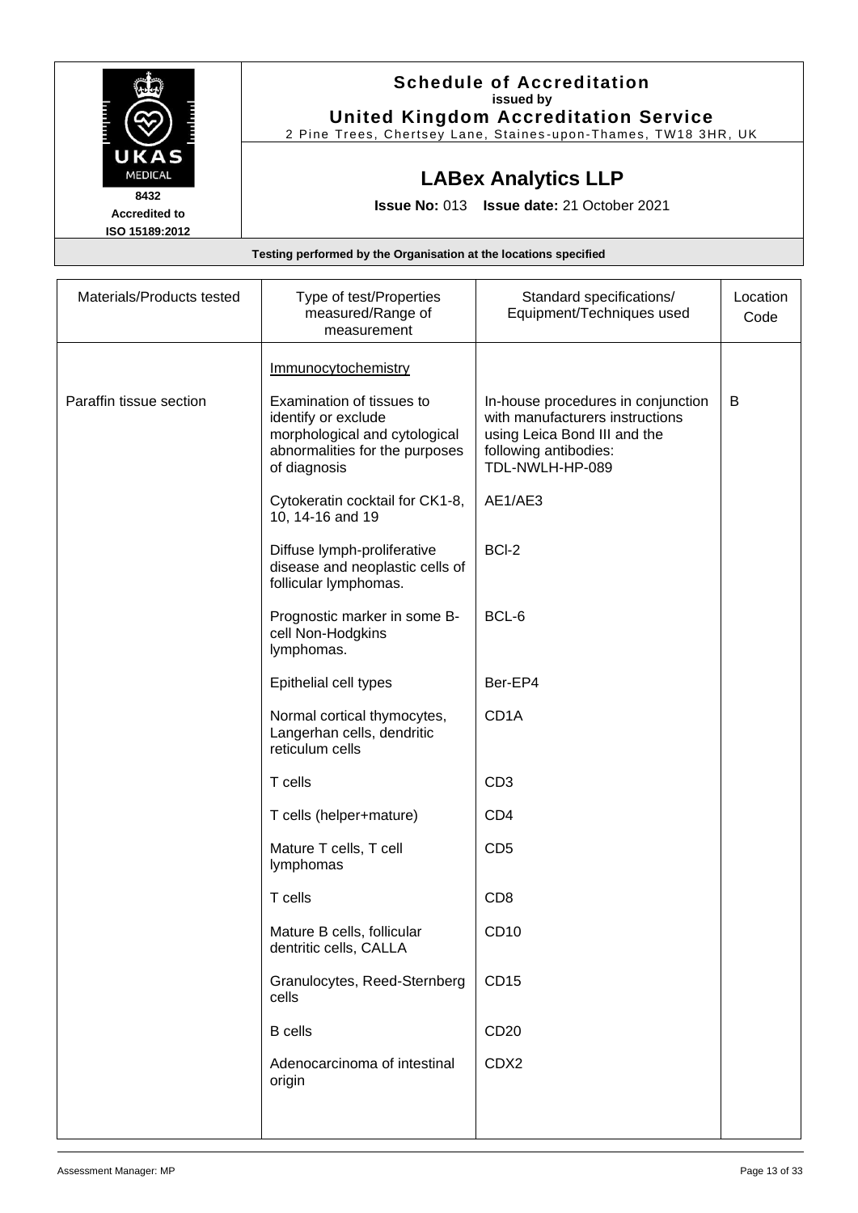# Schedule of Accreditation
issued by
**United Kingdom Accreditation Service**
2 Pine Trees, Chertsey Lane, Staines-upon-Thames, TW18 3HR, UK

8432
Accredited to
ISO 15189:2012

## LABex Analytics LLP

**Issue No:** 013 **Issue date:** 21 October 2021

**Testing performed by the Organisation at the locations specified**

| Materials/Products tested | Type of test/Properties measured/Range of measurement | Standard specifications/ Equipment/Techniques used | Location Code |
|---|---|---|---|
| | Immunocytochemistry | | |
| Paraffin tissue section | Examination of tissues to identify or exclude morphological and cytological abnormalities for the purposes of diagnosis | In-house procedures in conjunction with manufacturers instructions using Leica Bond III and the following antibodies: TDL-NWLH-HP-089 | B |
| | Cytokeratin cocktail for CK1-8, 10, 14-16 and 19 | AE1/AE3 | |
| | Diffuse lymph-proliferative disease and neoplastic cells of follicular lymphomas. | Bcl-2 | |
| | Prognostic marker in some B-cell Non-Hodgkins lymphomas. | BCL-6 | |
| | Epithelial cell types | Ber-EP4 | |
| | Normal cortical thymocytes, Langerhan cells, dendritic reticulum cells | CD1A | |
| | T cells | CD3 | |
| | T cells (helper+mature) | CD4 | |
| | Mature T cells, T cell lymphomas | CD5 | |
| | T cells | CD8 | |
| | Mature B cells, follicular dentritic cells, CALLA | CD10 | |
| | Granulocytes, Reed-Sternberg cells | CD15 | |
| | B cells | CD20 | |
| | Adenocarcinoma of intestinal origin | CDX2 | |

Assessment Manager: MP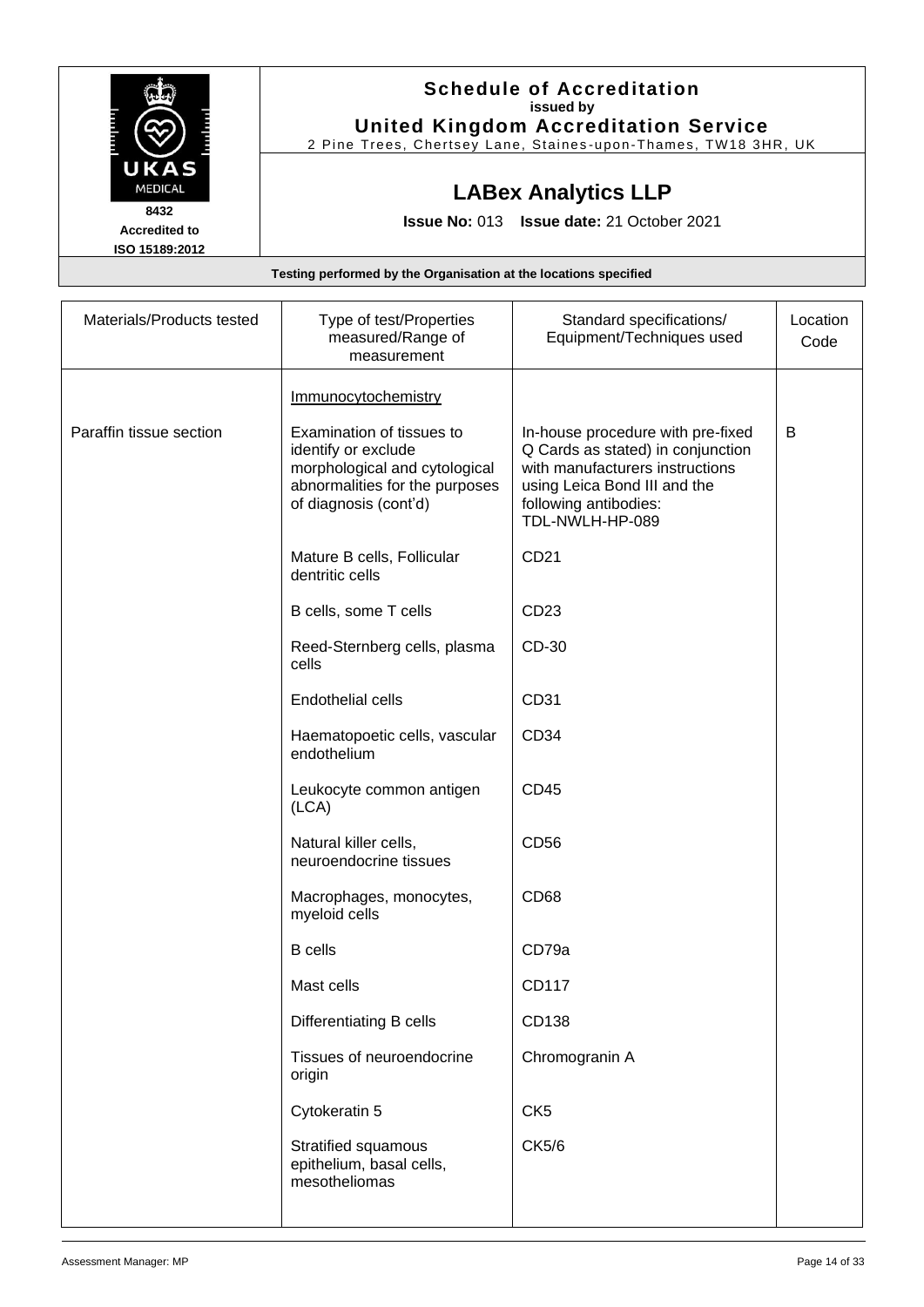**Schedule of Accreditation**
**issued by**
**United Kingdom Accreditation Service**
2 Pine Trees, Chertsey Lane, Staines-upon-Thames, TW18 3HR, UK

UKAS MEDICAL
**8432**
**Accredited to**
**ISO 15189:2012**

## LABex Analytics LLP

**Issue No:** 013 **Issue date:** 21 October 2021

**Testing performed by the Organisation at the locations specified**

| Materials/Products tested | Type of test/Properties measured/Range of measurement | Standard specifications/ Equipment/Techniques used | Location Code |
|---|---|---|---|
| | Immunocytochemistry | | |
| Paraffin tissue section | Examination of tissues to identify or exclude morphological and cytological abnormalities for the purposes of diagnosis (cont'd) | In-house procedure with pre-fixed Q Cards as stated) in conjunction with manufacturers instructions using Leica Bond III and the following antibodies: TDL-NWLH-HP-089 | B |
| | Mature B cells, Follicular dentritic cells | CD21 | |
| | B cells, some T cells | CD23 | |
| | Reed-Sternberg cells, plasma cells | CD-30 | |
| | Endothelial cells | CD31 | |
| | Haematopoetic cells, vascular endothelium | CD34 | |
| | Leukocyte common antigen (LCA) | CD45 | |
| | Natural killer cells, neuroendocrine tissues | CD56 | |
| | Macrophages, monocytes, myeloid cells | CD68 | |
| | B cells | CD79a | |
| | Mast cells | CD117 | |
| | Differentiating B cells | CD138 | |
| | Tissues of neuroendocrine origin | Chromogranin A | |
| | Cytokeratin 5 | CK5 | |
| | Stratified squamous epithelium, basal cells, mesotheliomas | CK5/6 | |

Assessment Manager: MP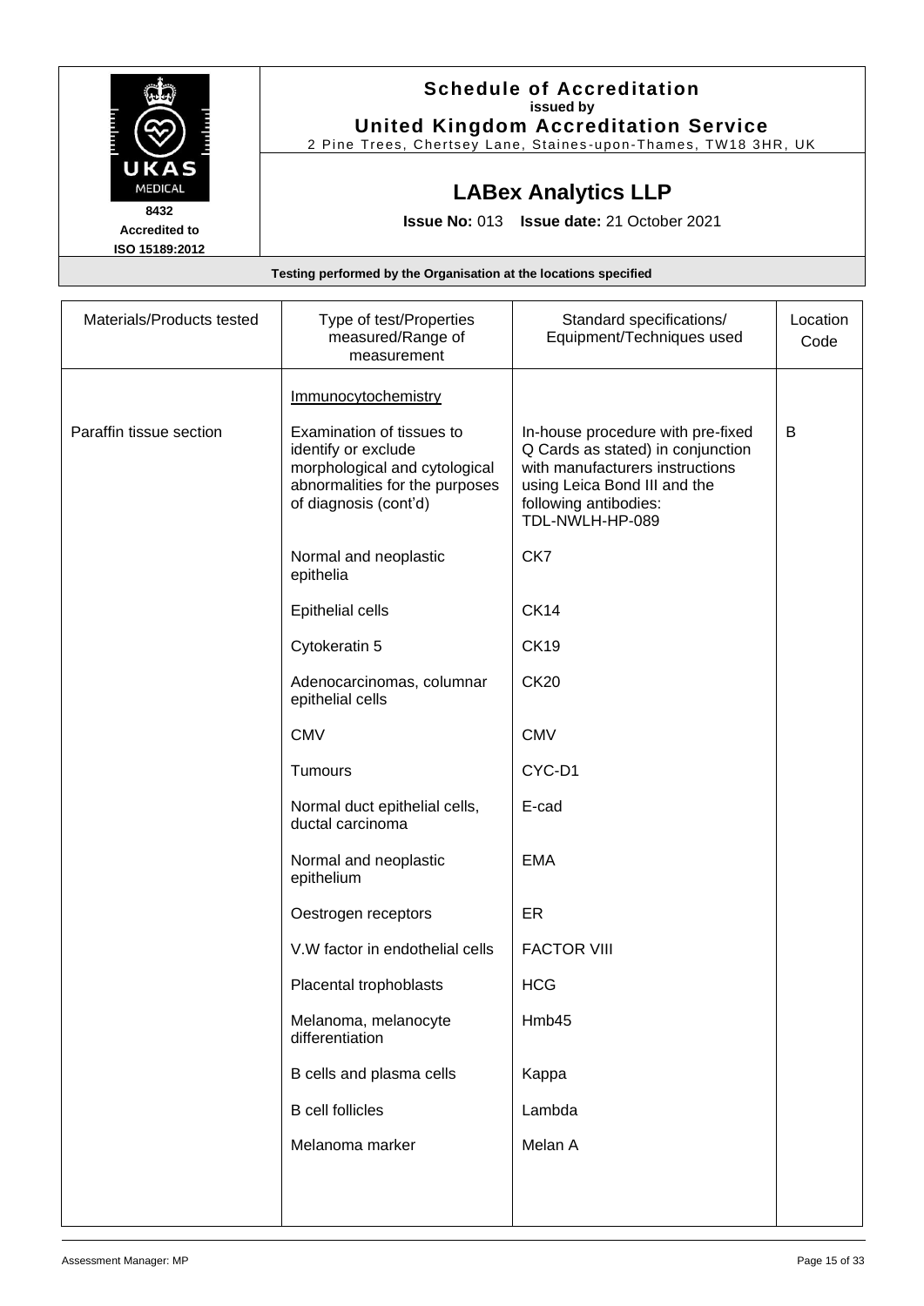**Schedule of Accreditation**
**issued by**
**United Kingdom Accreditation Service**
2 Pine Trees, Chertsey Lane, Staines-upon-Thames, TW18 3HR, UK

UKAS MEDICAL
**8432**
**Accredited to**
**ISO 15189:2012**

## LABex Analytics LLP

**Issue No:** 013 **Issue date:** 21 October 2021

**Testing performed by the Organisation at the locations specified**

| Materials/Products tested | Type of test/Properties measured/Range of measurement | Standard specifications/ Equipment/Techniques used | Location Code |
|---|---|---|---|
| | Immunocytochemistry | | |
| Paraffin tissue section | Examination of tissues to identify or exclude morphological and cytological abnormalities for the purposes of diagnosis (cont'd) | In-house procedure with pre-fixed Q Cards as stated) in conjunction with manufacturers instructions using Leica Bond III and the following antibodies: TDL-NWLH-HP-089 | B |
| | Normal and neoplastic epithelia | CK7 | |
| | Epithelial cells | CK14 | |
| | Cytokeratin 5 | CK19 | |
| | Adenocarcinomas, columnar epithelial cells | CK20 | |
| | CMV | CMV | |
| | Tumours | CYC-D1 | |
| | Normal duct epithelial cells, ductal carcinoma | E-cad | |
| | Normal and neoplastic epithelium | EMA | |
| | Oestrogen receptors | ER | |
| | V.W factor in endothelial cells | FACTOR VIII | |
| | Placental trophoblasts | HCG | |
| | Melanoma, melanocyte differentiation | Hmb45 | |
| | B cells and plasma cells | Kappa | |
| | B cell follicles | Lambda | |
| | Melanoma marker | Melan A | |

Assessment Manager: MP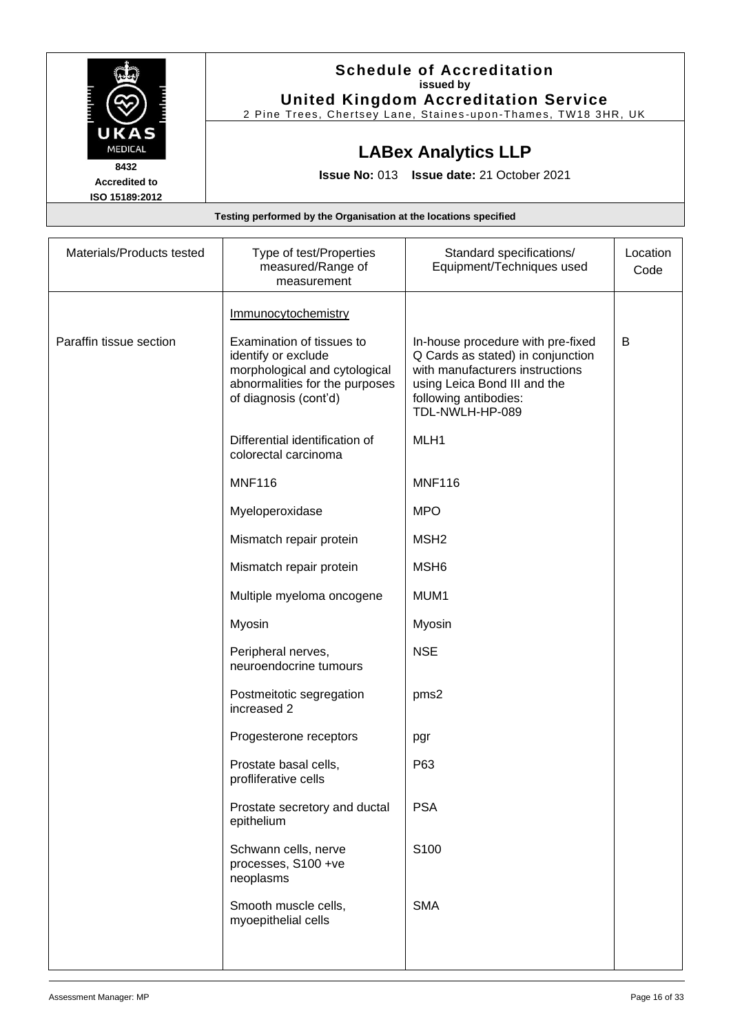# Schedule of Accreditation
**issued by**
**United Kingdom Accreditation Service**
2 Pine Trees, Chertsey Lane, Staines-upon-Thames, TW18 3HR, UK

**8432**
**Accredited to ISO 15189:2012**

## LABex Analytics LLP

**Issue No:** 013 **Issue date:** 21 October 2021

**Testing performed by the Organisation at the locations specified**

| Materials/Products tested | Type of test/Properties measured/Range of measurement | Standard specifications/ Equipment/Techniques used | Location Code |
|---|---|---|---|
| | Immunocytochemistry | | |
| Paraffin tissue section | Examination of tissues to identify or exclude morphological and cytological abnormalities for the purposes of diagnosis (cont'd) | In-house procedure with pre-fixed Q Cards as stated) in conjunction with manufacturers instructions using Leica Bond III and the following antibodies: TDL-NWLH-HP-089 | B |
| | Differential identification of colorectal carcinoma | MLH1 | |
| | MNF116 | MNF116 | |
| | Myeloperoxidase | MPO | |
| | Mismatch repair protein | MSH2 | |
| | Mismatch repair protein | MSH6 | |
| | Multiple myeloma oncogene | MUM1 | |
| | Myosin | Myosin | |
| | Peripheral nerves, neuroendocrine tumours | NSE | |
| | Postmeitotic segregation increased 2 | pms2 | |
| | Progesterone receptors | pgr | |
| | Prostate basal cells, profliferative cells | P63 | |
| | Prostate secretory and ductal epithelium | PSA | |
| | Schwann cells, nerve processes, S100 +ve neoplasms | S100 | |
| | Smooth muscle cells, myoepithelial cells | SMA | |

Assessment Manager: MP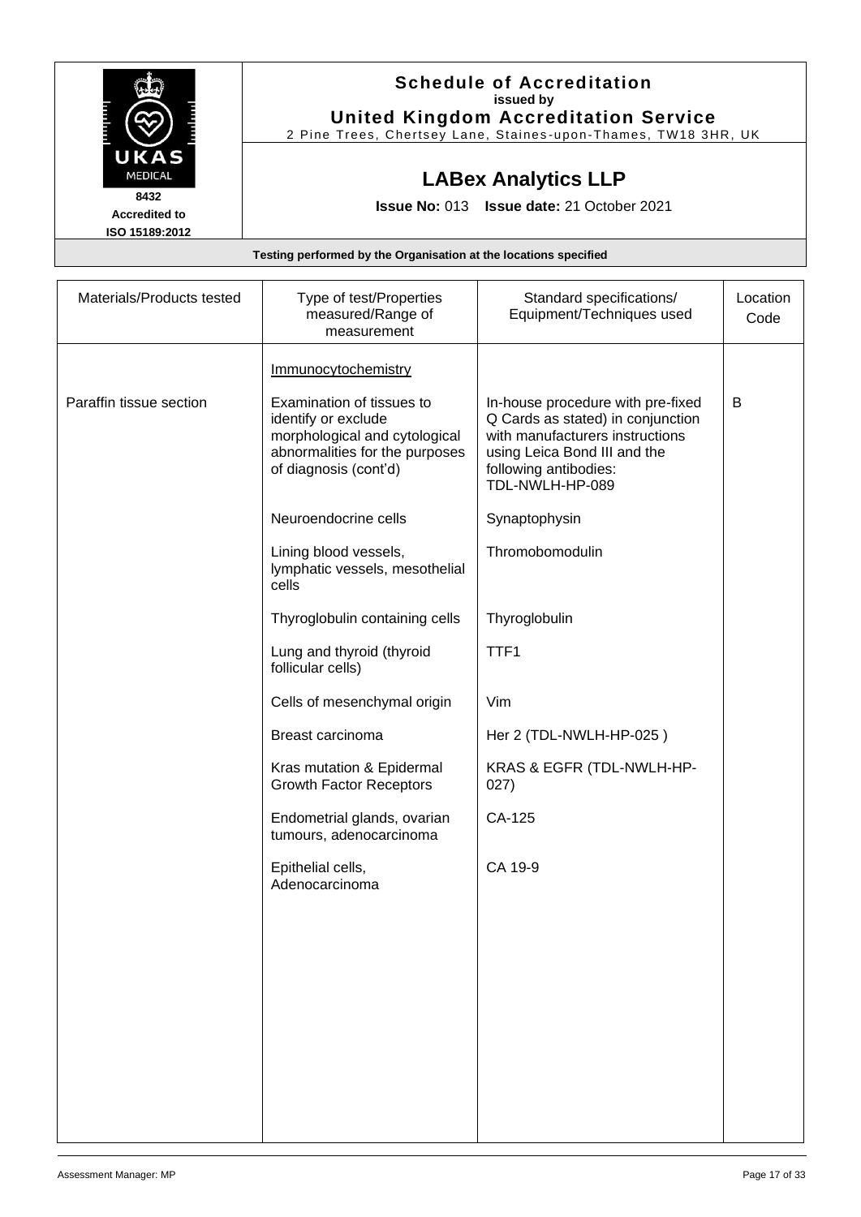**Schedule of Accreditation**
issued by
**United Kingdom Accreditation Service**
2 Pine Trees, Chertsey Lane, Staines-upon-Thames, TW18 3HR, UK

UKAS MEDICAL
8432
Accredited to
ISO 15189:2012

## LABex Analytics LLP

**Issue No:** 013 **Issue date:** 21 October 2021

**Testing performed by the Organisation at the locations specified**

| Materials/Products tested | Type of test/Properties measured/Range of measurement | Standard specifications/ Equipment/Techniques used | Location Code |
|---|---|---|---|
| | Immunocytochemistry | | |
| Paraffin tissue section | Examination of tissues to identify or exclude morphological and cytological abnormalities for the purposes of diagnosis (cont'd) | In-house procedure with pre-fixed Q Cards as stated) in conjunction with manufacturers instructions using Leica Bond III and the following antibodies: TDL-NWLH-HP-089 | B |
| | Neuroendocrine cells | Synaptophysin | |
| | Lining blood vessels, lymphatic vessels, mesothelial cells | Thromobomodulin | |
| | Thyroglobulin containing cells | Thyroglobulin | |
| | Lung and thyroid (thyroid follicular cells) | TTF1 | |
| | Cells of mesenchymal origin | Vim | |
| | Breast carcinoma | Her 2 (TDL-NWLH-HP-025 ) | |
| | Kras mutation & Epidermal Growth Factor Receptors | KRAS & EGFR (TDL-NWLH-HP-027) | |
| | Endometrial glands, ovarian tumours, adenocarcinoma | CA-125 | |
| | Epithelial cells, Adenocarcinoma | CA 19-9 | |

Assessment Manager: MP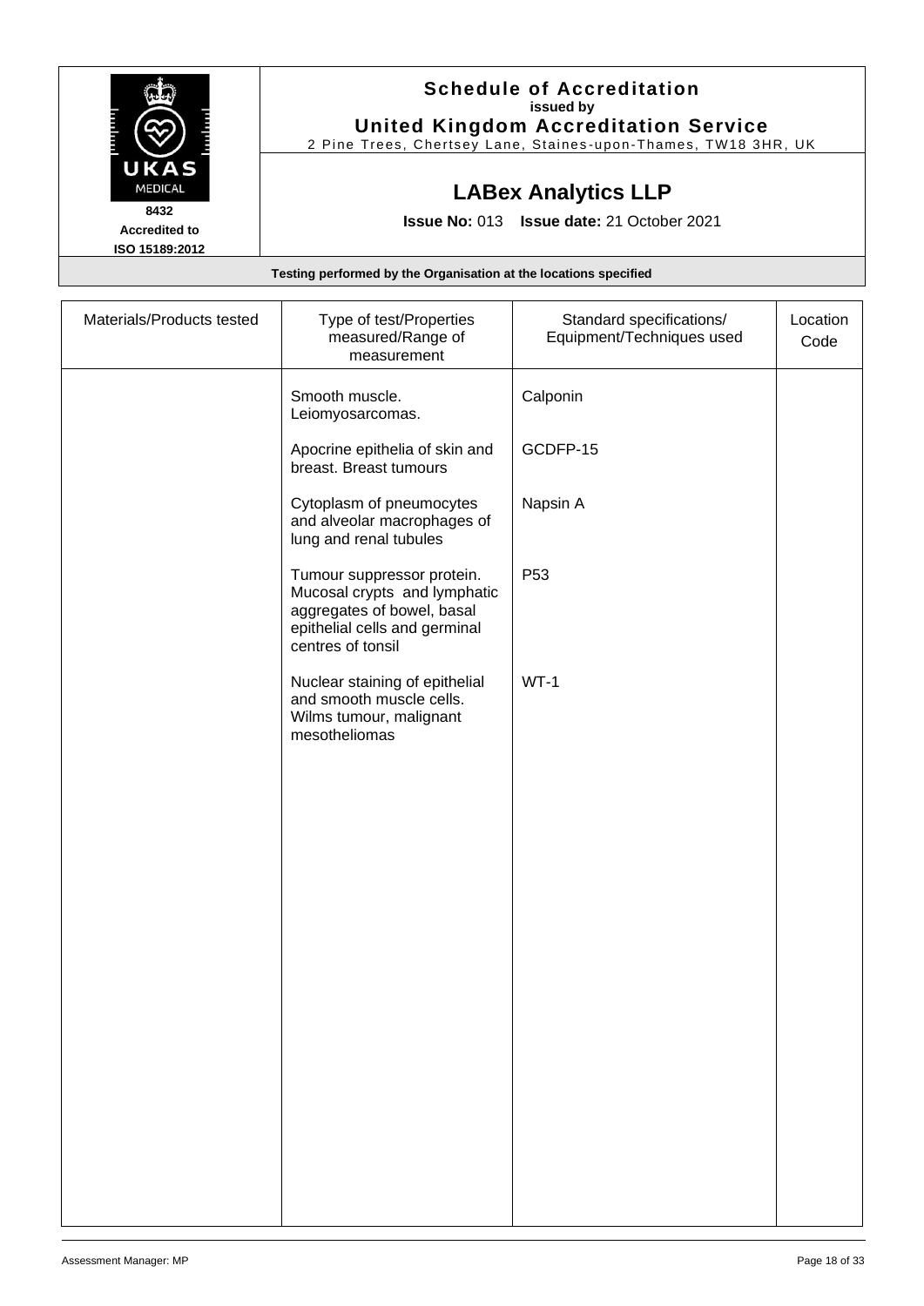# Schedule of Accreditation

**issued by**

**United Kingdom Accreditation Service**

2 Pine Trees, Chertsey Lane, Staines-upon-Thames, TW18 3HR, UK

**8432**
**Accredited to**
**ISO 15189:2012**

## LABex Analytics LLP

**Issue No:** 013 **Issue date:** 21 October 2021

**Testing performed by the Organisation at the locations specified**

| Materials/Products tested | Type of test/Properties measured/Range of measurement | Standard specifications/ Equipment/Techniques used | Location Code |
|---|---|---|---|
| | Smooth muscle. Leiomyosarcomas. | Calponin | |
| | Apocrine epithelia of skin and breast. Breast tumours | GCDFP-15 | |
| | Cytoplasm of pneumocytes and alveolar macrophages of lung and renal tubules | Napsin A | |
| | Tumour suppressor protein. Mucosal crypts and lymphatic aggregates of bowel, basal epithelial cells and germinal centres of tonsil | P53 | |
| | Nuclear staining of epithelial and smooth muscle cells. Wilms tumour, malignant mesotheliomas | WT-1 | |

Assessment Manager: MP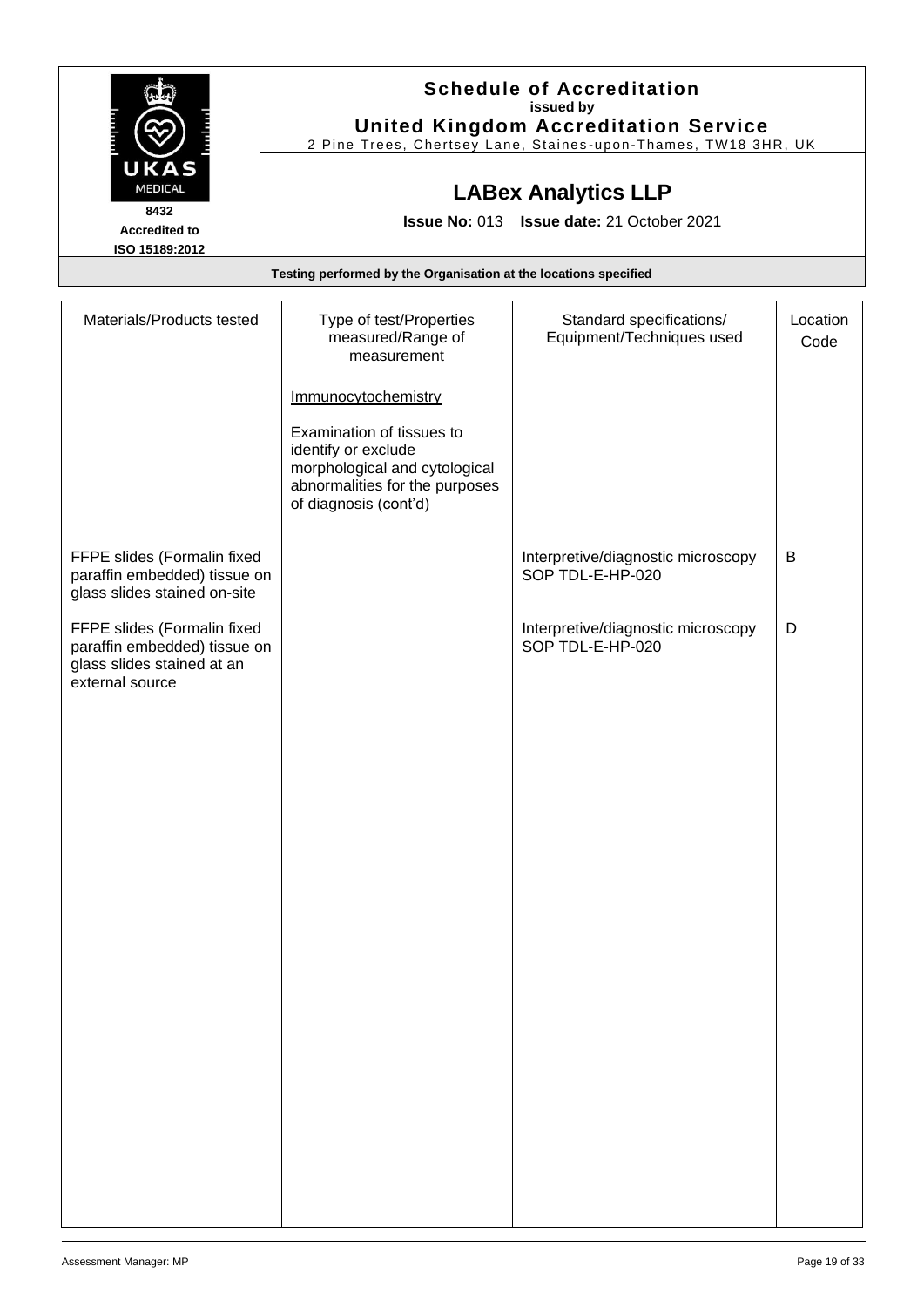**Schedule of Accreditation**
**issued by**
**United Kingdom Accreditation Service**
2 Pine Trees, Chertsey Lane, Staines-upon-Thames, TW18 3HR, UK

UKAS MEDICAL
8432
Accredited to
ISO 15189:2012

## LABex Analytics LLP

**Issue No:** 013 **Issue date:** 21 October 2021

**Testing performed by the Organisation at the locations specified**

| Materials/Products tested | Type of test/Properties measured/Range of measurement | Standard specifications/ Equipment/Techniques used | Location Code |
|---|---|---|---|
| | Immunocytochemistry<br><br>Examination of tissues to identify or exclude morphological and cytological abnormalities for the purposes of diagnosis (cont'd) | | |
| FFPE slides (Formalin fixed paraffin embedded) tissue on glass slides stained on-site | | Interpretive/diagnostic microscopy SOP TDL-E-HP-020 | B |
| FFPE slides (Formalin fixed paraffin embedded) tissue on glass slides stained at an external source | | Interpretive/diagnostic microscopy SOP TDL-E-HP-020 | D |

Assessment Manager: MP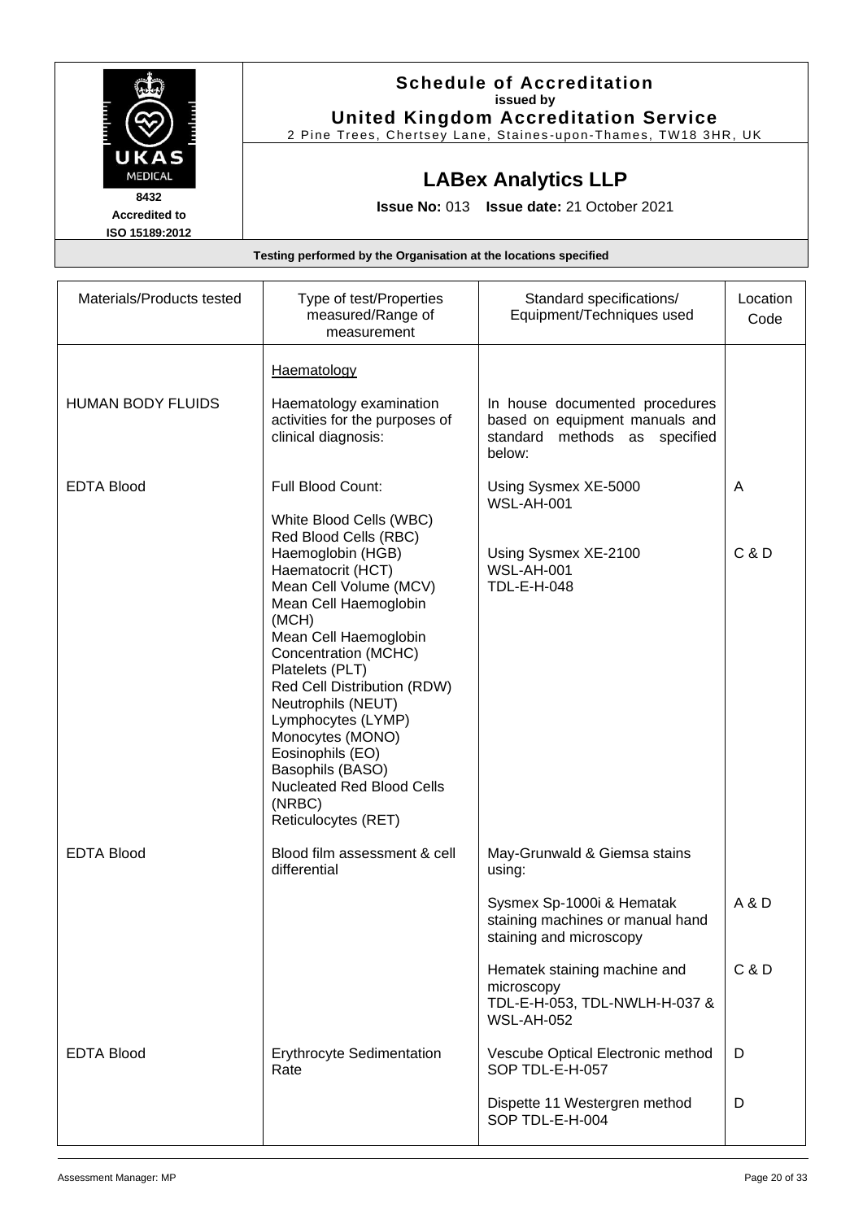**Schedule of Accreditation**
**issued by**
**United Kingdom Accreditation Service**
2 Pine Trees, Chertsey Lane, Staines-upon-Thames, TW18 3HR, UK

UKAS MEDICAL
**8432**
**Accredited to**
**ISO 15189:2012**

## LABex Analytics LLP

**Issue No:** 013 **Issue date:** 21 October 2021

**Testing performed by the Organisation at the locations specified**

| Materials/Products tested | Type of test/Properties measured/Range of measurement | Standard specifications/ Equipment/Techniques used | Location Code |
|---|---|---|---|
| | Haematology | | |
| HUMAN BODY FLUIDS | Haematology examination activities for the purposes of clinical diagnosis: | In house documented procedures based on equipment manuals and standard methods as specified below: | |
| EDTA Blood | Full Blood Count:<br><br>White Blood Cells (WBC)<br>Red Blood Cells (RBC)<br>Haemoglobin (HGB)<br>Haematocrit (HCT)<br>Mean Cell Volume (MCV)<br>Mean Cell Haemoglobin (MCH)<br>Mean Cell Haemoglobin Concentration (MCHC)<br>Platelets (PLT)<br>Red Cell Distribution (RDW)<br>Neutrophils (NEUT)<br>Lymphocytes (LYMP)<br>Monocytes (MONO)<br>Eosinophils (EO)<br>Basophils (BASO)<br>Nucleated Red Blood Cells (NRBC)<br>Reticulocytes (RET) | Using Sysmex XE-5000<br>WSL-AH-001 | A |
| | | Using Sysmex XE-2100<br>WSL-AH-001<br>TDL-E-H-048 | C & D |
| EDTA Blood | Blood film assessment & cell differential | May-Grunwald & Giemsa stains using: | |
| | | Sysmex Sp-1000i & Hematak staining machines or manual hand staining and microscopy | A & D |
| | | Hematek staining machine and microscopy<br>TDL-E-H-053, TDL-NWLH-H-037 & WSL-AH-052 | C & D |
| EDTA Blood | Erythrocyte Sedimentation Rate | Vescube Optical Electronic method SOP TDL-E-H-057 | D |
| | | Dispette 11 Westergren method SOP TDL-E-H-004 | D |

Assessment Manager: MP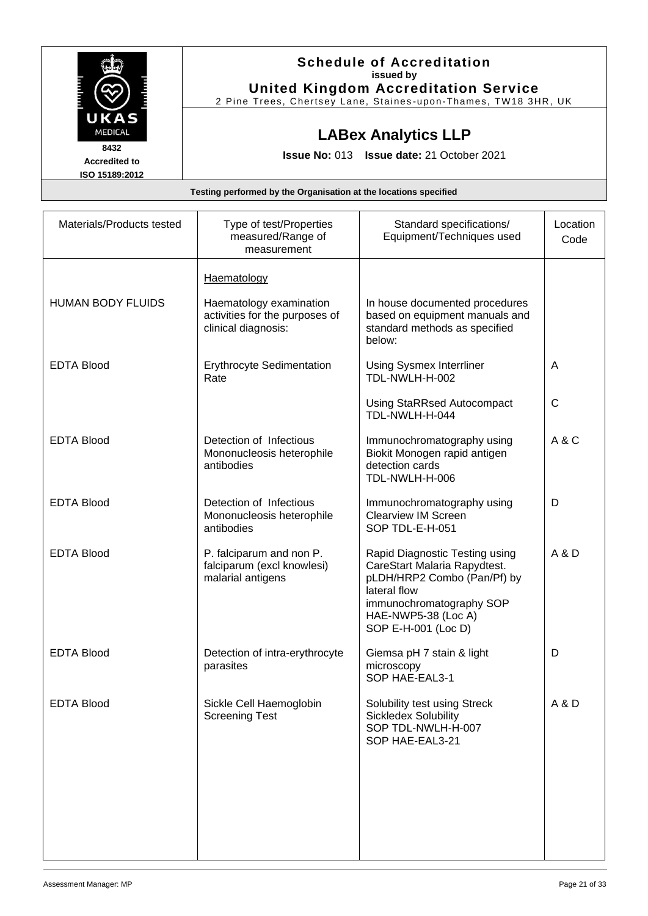# Schedule of Accreditation

**issued by**

**United Kingdom Accreditation Service**

2 Pine Trees, Chertsey Lane, Staines-upon-Thames, TW18 3HR, UK

**8432**
**Accredited to ISO 15189:2012**

## LABex Analytics LLP

**Issue No:** 013 **Issue date:** 21 October 2021

**Testing performed by the Organisation at the locations specified**

| Materials/Products tested | Type of test/Properties measured/Range of measurement | Standard specifications/ Equipment/Techniques used | Location Code |
|---|---|---|---|
| | Haematology | | |
| HUMAN BODY FLUIDS | Haematology examination activities for the purposes of clinical diagnosis: | In house documented procedures based on equipment manuals and standard methods as specified below: | |
| EDTA Blood | Erythrocyte Sedimentation Rate | Using Sysmex Interrliner TDL-NWLH-H-002 | A |
| | | Using StaRRsed Autocompact TDL-NWLH-H-044 | C |
| EDTA Blood | Detection of Infectious Mononucleosis heterophile antibodies | Immunochromatography using Biokit Monogen rapid antigen detection cards TDL-NWLH-H-006 | A & C |
| EDTA Blood | Detection of Infectious Mononucleosis heterophile antibodies | Immunochromatography using Clearview IM Screen SOP TDL-E-H-051 | D |
| EDTA Blood | P. falciparum and non P. falciparum (excl knowlesi) malarial antigens | Rapid Diagnostic Testing using CareStart Malaria Rapydtest. pLDH/HRP2 Combo (Pan/Pf) by lateral flow immunochromatography SOP HAE-NWP5-38 (Loc A) SOP E-H-001 (Loc D) | A & D |
| EDTA Blood | Detection of intra-erythrocyte parasites | Giemsa pH 7 stain & light microscopy SOP HAE-EAL3-1 | D |
| EDTA Blood | Sickle Cell Haemoglobin Screening Test | Solubility test using Streck Sickledex Solubility SOP TDL-NWLH-H-007 SOP HAE-EAL3-21 | A & D |

Assessment Manager: MP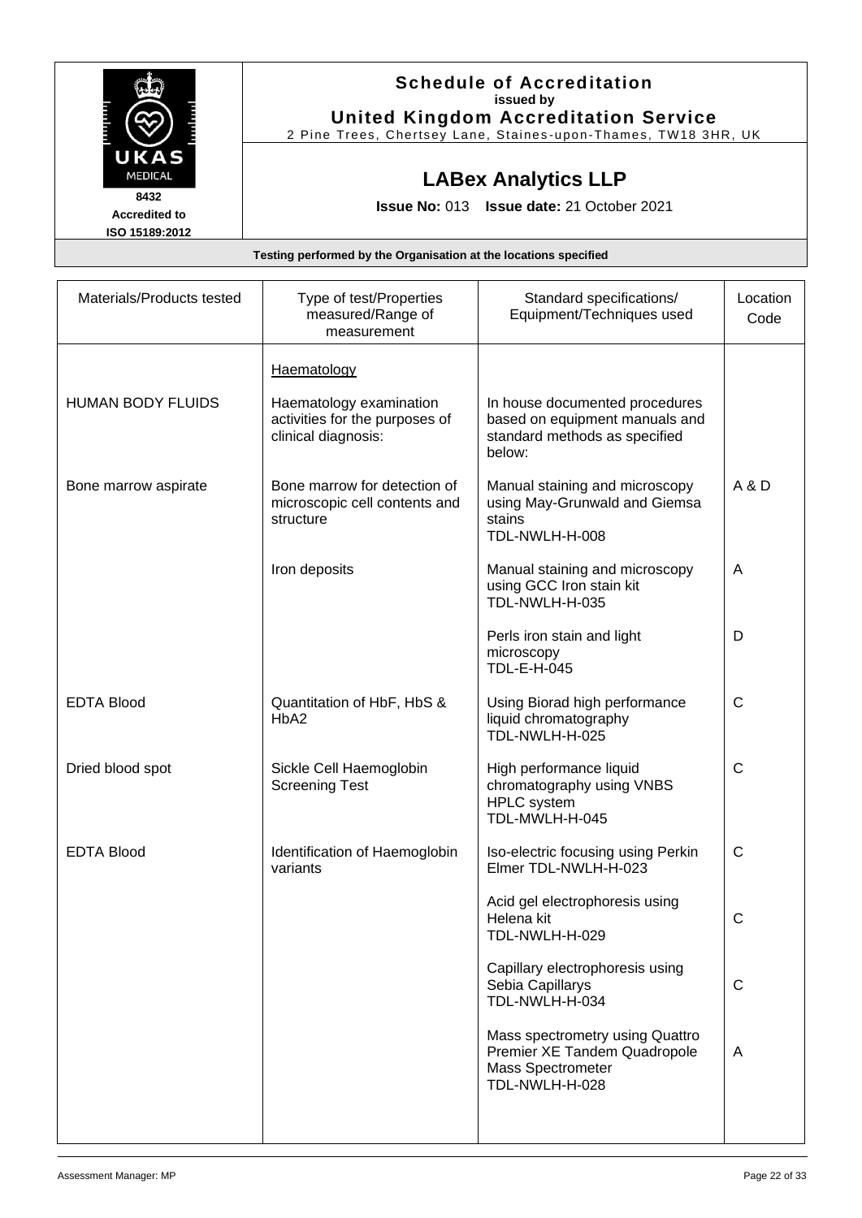**Schedule of Accreditation**
**issued by**
**United Kingdom Accreditation Service**
2 Pine Trees, Chertsey Lane, Staines-upon-Thames, TW18 3HR, UK

UKAS MEDICAL
8432
Accredited to
ISO 15189:2012

## LABex Analytics LLP

**Issue No:** 013 **Issue date:** 21 October 2021

**Testing performed by the Organisation at the locations specified**

| Materials/Products tested | Type of test/Properties measured/Range of measurement | Standard specifications/ Equipment/Techniques used | Location Code |
|---|---|---|---|
| | Haematology | | |
| HUMAN BODY FLUIDS | Haematology examination activities for the purposes of clinical diagnosis: | In house documented procedures based on equipment manuals and standard methods as specified below: | |
| Bone marrow aspirate | Bone marrow for detection of microscopic cell contents and structure | Manual staining and microscopy using May-Grunwald and Giemsa stains TDL-NWLH-H-008 | A & D |
| | Iron deposits | Manual staining and microscopy using GCC Iron stain kit TDL-NWLH-H-035 | A |
| | | Perls iron stain and light microscopy TDL-E-H-045 | D |
| EDTA Blood | Quantitation of HbF, HbS & HbA2 | Using Biorad high performance liquid chromatography TDL-NWLH-H-025 | C |
| Dried blood spot | Sickle Cell Haemoglobin Screening Test | High performance liquid chromatography using VNBS HPLC system TDL-MWLH-H-045 | C |
| EDTA Blood | Identification of Haemoglobin variants | Iso-electric focusing using Perkin Elmer TDL-NWLH-H-023 | C |
| | | Acid gel electrophoresis using Helena kit TDL-NWLH-H-029 | C |
| | | Capillary electrophoresis using Sebia Capillarys TDL-NWLH-H-034 | C |
| | | Mass spectrometry using Quattro Premier XE Tandem Quadropole Mass Spectrometer TDL-NWLH-H-028 | A |

Assessment Manager: MP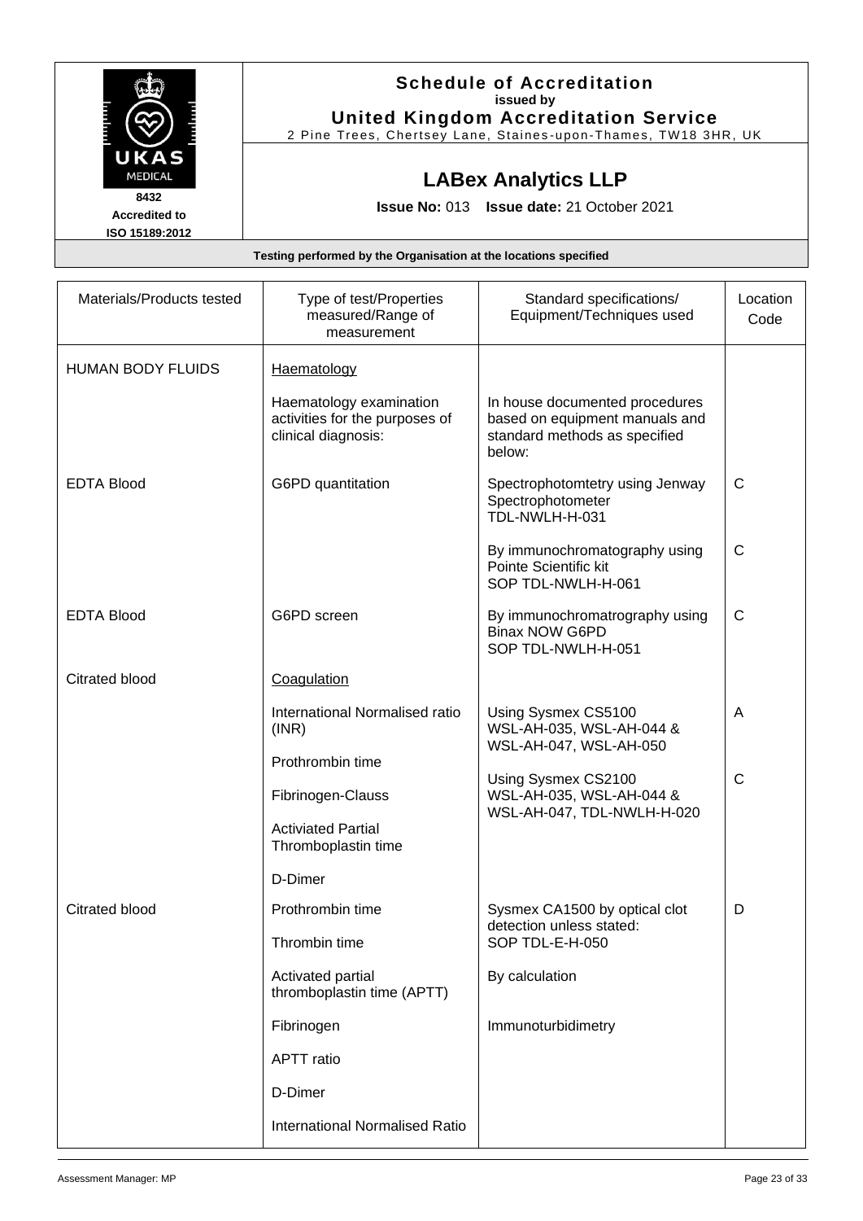**Schedule of Accreditation**
**issued by**
**United Kingdom Accreditation Service**
2 Pine Trees, Chertsey Lane, Staines-upon-Thames, TW18 3HR, UK

UKAS MEDICAL
**8432**
**Accredited to**
**ISO 15189:2012**

## LABex Analytics LLP

**Issue No:** 013 **Issue date:** 21 October 2021

**Testing performed by the Organisation at the locations specified**

| Materials/Products tested | Type of test/Properties measured/Range of measurement | Standard specifications/ Equipment/Techniques used | Location Code |
|---|---|---|---|
| HUMAN BODY FLUIDS | Haematology | | |
| | Haematology examination activities for the purposes of clinical diagnosis: | In house documented procedures based on equipment manuals and standard methods as specified below: | |
| EDTA Blood | G6PD quantitation | Spectrophotomtetry using Jenway Spectrophotometer TDL-NWLH-H-031 | C |
| | | By immunochromatography using Pointe Scientific kit SOP TDL-NWLH-H-061 | C |
| EDTA Blood | G6PD screen | By immunochromatrography using Binax NOW G6PD SOP TDL-NWLH-H-051 | C |
| Citrated blood | Coagulation | | |
| | International Normalised ratio (INR)<br>Prothrombin time<br>Fibrinogen-Clauss<br>Activiated Partial Thromboplastin time<br>D-Dimer | Using Sysmex CS5100 WSL-AH-035, WSL-AH-044 & WSL-AH-047, WSL-AH-050 | A |
| | | Using Sysmex CS2100 WSL-AH-035, WSL-AH-044 & WSL-AH-047, TDL-NWLH-H-020 | C |
| Citrated blood | Prothrombin time<br>Thrombin time<br>Activated partial thromboplastin time (APTT)<br>Fibrinogen<br>APTT ratio<br>D-Dimer<br>International Normalised Ratio | Sysmex CA1500 by optical clot detection unless stated: SOP TDL-E-H-050<br>By calculation<br>Immunoturbidimetry | D |

Assessment Manager: MP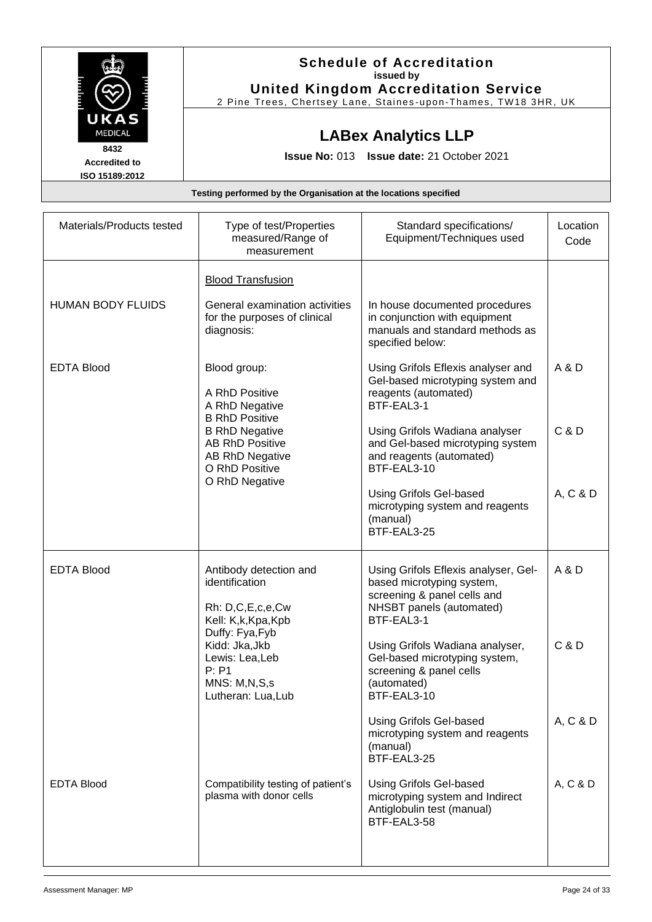**Schedule of Accreditation**
**issued by**
**United Kingdom Accreditation Service**
2 Pine Trees, Chertsey Lane, Staines-upon-Thames, TW18 3HR, UK

**8432**
**Accredited to**
**ISO 15189:2012**

## LABex Analytics LLP

**Issue No:** 013 **Issue date:** 21 October 2021

**Testing performed by the Organisation at the locations specified**

| Materials/Products tested | Type of test/Properties measured/Range of measurement | Standard specifications/ Equipment/Techniques used | Location Code |
|---|---|---|---|
| | Blood Transfusion | | |
| HUMAN BODY FLUIDS | General examination activities for the purposes of clinical diagnosis: | In house documented procedures in conjunction with equipment manuals and standard methods as specified below: | |
| EDTA Blood | Blood group:<br>A RhD Positive<br>A RhD Negative<br>B RhD Positive<br>B RhD Negative<br>AB RhD Positive<br>AB RhD Negative<br>O RhD Positive<br>O RhD Negative | Using Grifols Eflexis analyser and Gel-based microtyping system and reagents (automated)<br>BTF-EAL3-1 | A & D |
| | | Using Grifols Wadiana analyser and Gel-based microtyping system and reagents (automated)<br>BTF-EAL3-10 | C & D |
| | | Using Grifols Gel-based microtyping system and reagents (manual)<br>BTF-EAL3-25 | A, C & D |
| EDTA Blood | Antibody detection and identification<br>Rh: D,C,E,c,e,Cw<br>Kell: K,k,Kpa,Kpb<br>Duffy: Fya,Fyb<br>Kidd: Jka,Jkb<br>Lewis: Lea,Leb<br>P: P1<br>MNS: M,N,S,s<br>Lutheran: Lua,Lub | Using Grifols Eflexis analyser, Gel-based microtyping system, screening & panel cells and NHSBT panels (automated)<br>BTF-EAL3-1 | A & D |
| | | Using Grifols Wadiana analyser, Gel-based microtyping system, screening & panel cells (automated)<br>BTF-EAL3-10 | C & D |
| | | Using Grifols Gel-based microtyping system and reagents (manual)<br>BTF-EAL3-25 | A, C & D |
| EDTA Blood | Compatibility testing of patient's plasma with donor cells | Using Grifols Gel-based microtyping system and Indirect Antiglobulin test (manual)<br>BTF-EAL3-58 | A, C & D |

Assessment Manager: MP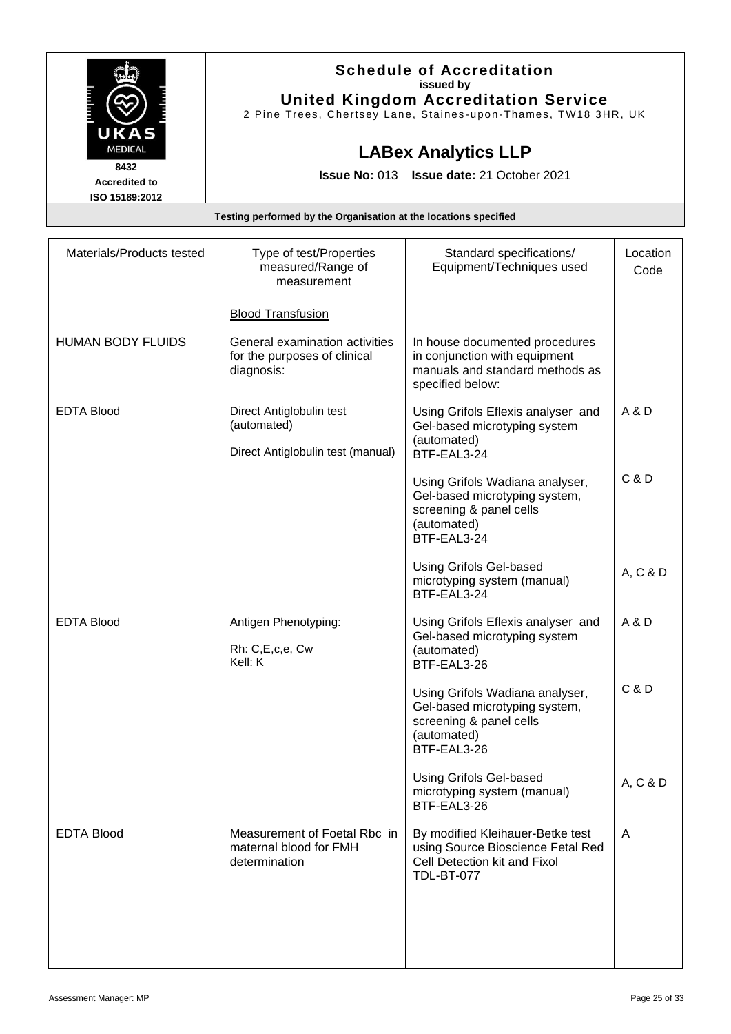**Schedule of Accreditation**
**issued by**
**United Kingdom Accreditation Service**
2 Pine Trees, Chertsey Lane, Staines-upon-Thames, TW18 3HR, UK

UKAS MEDICAL
**8432**
**Accredited to**
**ISO 15189:2012**

## LABex Analytics LLP

**Issue No:** 013 **Issue date:** 21 October 2021

**Testing performed by the Organisation at the locations specified**

| Materials/Products tested | Type of test/Properties measured/Range of measurement | Standard specifications/ Equipment/Techniques used | Location Code |
|---|---|---|---|
| | <u>Blood Transfusion</u> | | |
| HUMAN BODY FLUIDS | General examination activities for the purposes of clinical diagnosis: | In house documented procedures in conjunction with equipment manuals and standard methods as specified below: | |
| EDTA Blood | Direct Antiglobulin test (automated)<br><br>Direct Antiglobulin test (manual) | Using Grifols Eflexis analyser and Gel-based microtyping system (automated)<br>BTF-EAL3-24 | A & D |
| | | Using Grifols Wadiana analyser, Gel-based microtyping system, screening & panel cells (automated)<br>BTF-EAL3-24 | C & D |
| | | Using Grifols Gel-based microtyping system (manual)<br>BTF-EAL3-24 | A, C & D |
| EDTA Blood | Antigen Phenotyping:<br><br>Rh: C,E,c,e, Cw<br>Kell: K | Using Grifols Eflexis analyser and Gel-based microtyping system (automated)<br>BTF-EAL3-26 | A & D |
| | | Using Grifols Wadiana analyser, Gel-based microtyping system, screening & panel cells (automated)<br>BTF-EAL3-26 | C & D |
| | | Using Grifols Gel-based microtyping system (manual)<br>BTF-EAL3-26 | A, C & D |
| EDTA Blood | Measurement of Foetal Rbc in maternal blood for FMH determination | By modified Kleihauer-Betke test using Source Bioscience Fetal Red Cell Detection kit and Fixol<br>TDL-BT-077 | A |

Assessment Manager: MP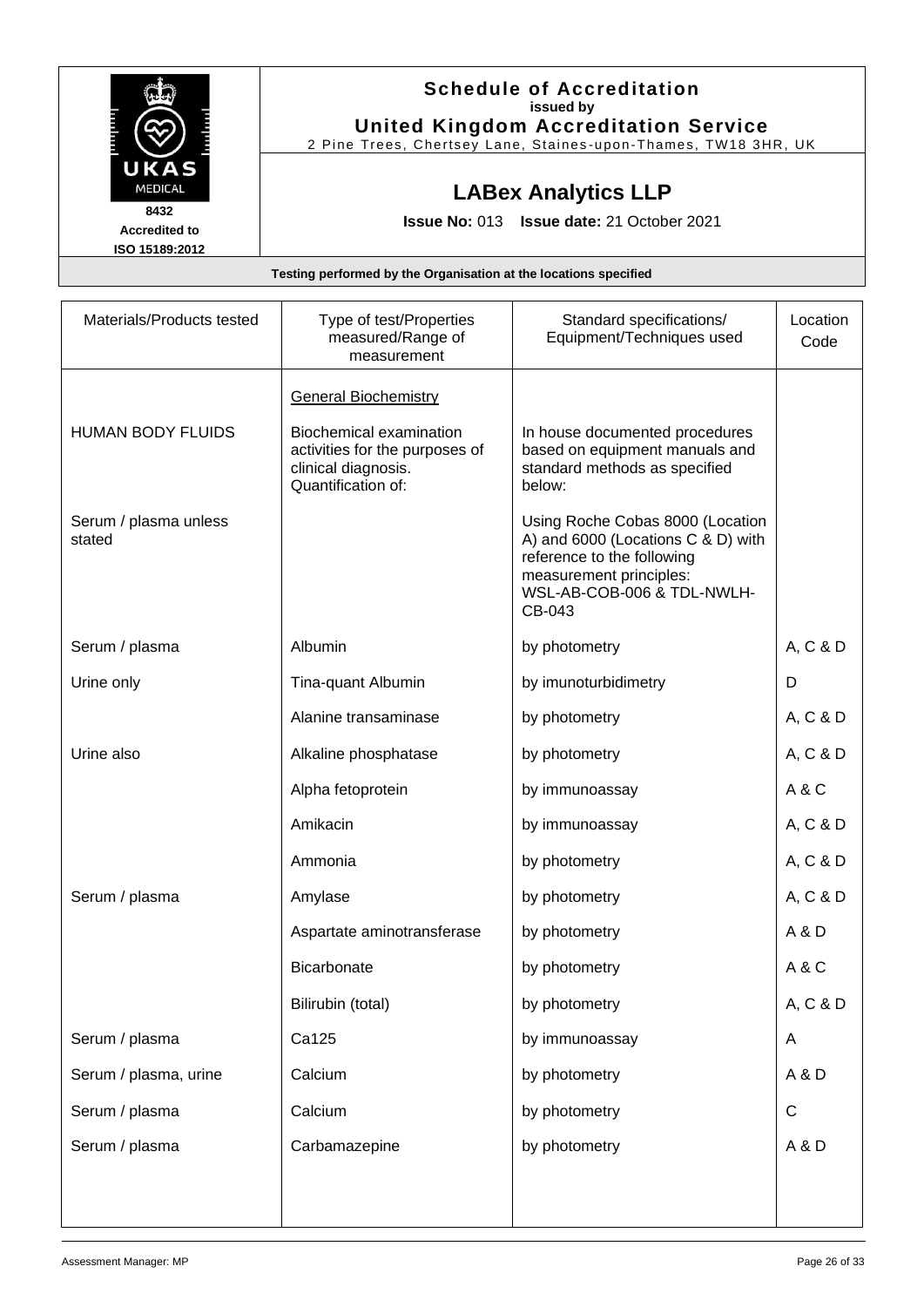**Schedule of Accreditation**
**issued by**
**United Kingdom Accreditation Service**
2 Pine Trees, Chertsey Lane, Staines-upon-Thames, TW18 3HR, UK

UKAS MEDICAL
**8432**
**Accredited to**
**ISO 15189:2012**

## LABex Analytics LLP

**Issue No:** 013 **Issue date:** 21 October 2021

**Testing performed by the Organisation at the locations specified**

| Materials/Products tested | Type of test/Properties measured/Range of measurement | Standard specifications/ Equipment/Techniques used | Location Code |
|---|---|---|---|
| | General Biochemistry | | |
| HUMAN BODY FLUIDS | Biochemical examination activities for the purposes of clinical diagnosis. Quantification of: | In house documented procedures based on equipment manuals and standard methods as specified below: | |
| Serum / plasma unless stated | | Using Roche Cobas 8000 (Location A) and 6000 (Locations C & D) with reference to the following measurement principles: WSL-AB-COB-006 & TDL-NWLH-CB-043 | |
| Serum / plasma | Albumin | by photometry | A, C & D |
| Urine only | Tina-quant Albumin | by imunoturbidimetry | D |
| | Alanine transaminase | by photometry | A, C & D |
| Urine also | Alkaline phosphatase | by photometry | A, C & D |
| | Alpha fetoprotein | by immunoassay | A & C |
| | Amikacin | by immunoassay | A, C & D |
| | Ammonia | by photometry | A, C & D |
| Serum / plasma | Amylase | by photometry | A, C & D |
| | Aspartate aminotransferase | by photometry | A & D |
| | Bicarbonate | by photometry | A & C |
| | Bilirubin (total) | by photometry | A, C & D |
| Serum / plasma | Ca125 | by immunoassay | A |
| Serum / plasma, urine | Calcium | by photometry | A & D |
| Serum / plasma | Calcium | by photometry | C |
| Serum / plasma | Carbamazepine | by photometry | A & D |

Assessment Manager: MP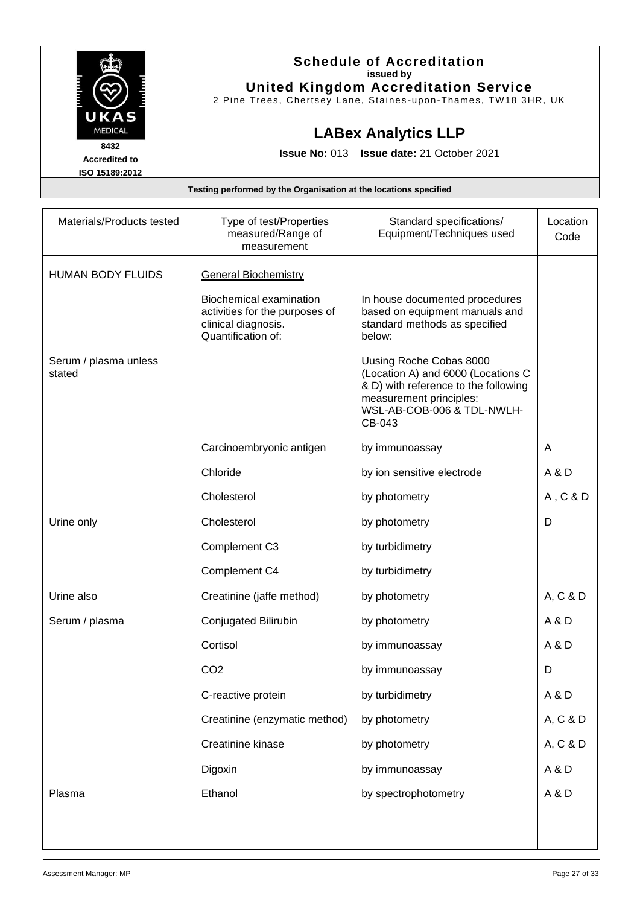**Schedule of Accreditation**
**issued by**
**United Kingdom Accreditation Service**
2 Pine Trees, Chertsey Lane, Staines-upon-Thames, TW18 3HR, UK

UKAS MEDICAL
8432
Accredited to
ISO 15189:2012

## LABex Analytics LLP

**Issue No:** 013 **Issue date:** 21 October 2021

**Testing performed by the Organisation at the locations specified**

| Materials/Products tested | Type of test/Properties measured/Range of measurement | Standard specifications/ Equipment/Techniques used | Location Code |
|---|---|---|---|
| HUMAN BODY FLUIDS | General Biochemistry | | |
| | Biochemical examination activities for the purposes of clinical diagnosis. Quantification of: | In house documented procedures based on equipment manuals and standard methods as specified below: | |
| Serum / plasma unless stated | | Uusing Roche Cobas 8000 (Location A) and 6000 (Locations C & D) with reference to the following measurement principles: WSL-AB-COB-006 & TDL-NWLH-CB-043 | |
| | Carcinoembryonic antigen | by immunoassay | A |
| | Chloride | by ion sensitive electrode | A & D |
| | Cholesterol | by photometry | A , C & D |
| Urine only | Cholesterol | by photometry | D |
| | Complement C3 | by turbidimetry | |
| | Complement C4 | by turbidimetry | |
| Urine also | Creatinine (jaffe method) | by photometry | A, C & D |
| Serum / plasma | Conjugated Bilirubin | by photometry | A & D |
| | Cortisol | by immunoassay | A & D |
| | CO2 | by immunoassay | D |
| | C-reactive protein | by turbidimetry | A & D |
| | Creatinine (enzymatic method) | by photometry | A, C & D |
| | Creatinine kinase | by photometry | A, C & D |
| | Digoxin | by immunoassay | A & D |
| Plasma | Ethanol | by spectrophotometry | A & D |

Assessment Manager: MP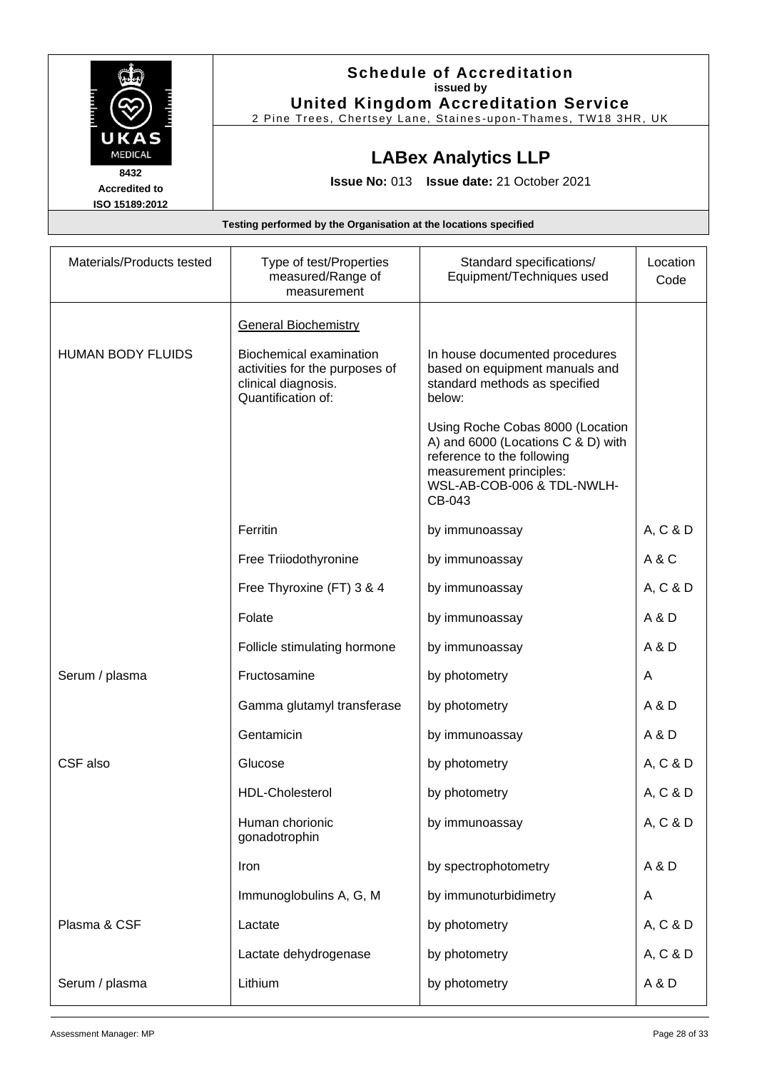**Schedule of Accreditation**
issued by
**United Kingdom Accreditation Service**
2 Pine Trees, Chertsey Lane, Staines-upon-Thames, TW18 3HR, UK

UKAS MEDICAL
8432
Accredited to
ISO 15189:2012

## LABex Analytics LLP

**Issue No:** 013 **Issue date:** 21 October 2021

**Testing performed by the Organisation at the locations specified**

| Materials/Products tested | Type of test/Properties measured/Range of measurement | Standard specifications/ Equipment/Techniques used | Location Code |
|---|---|---|---|
| | General Biochemistry | | |
| HUMAN BODY FLUIDS | Biochemical examination activities for the purposes of clinical diagnosis. Quantification of: | In house documented procedures based on equipment manuals and standard methods as specified below: | |
| | | Using Roche Cobas 8000 (Location A) and 6000 (Locations C & D) with reference to the following measurement principles: WSL-AB-COB-006 & TDL-NWLH-CB-043 | |
| | Ferritin | by immunoassay | A, C & D |
| | Free Triiodothyronine | by immunoassay | A & C |
| | Free Thyroxine (FT) 3 & 4 | by immunoassay | A, C & D |
| | Folate | by immunoassay | A & D |
| | Follicle stimulating hormone | by immunoassay | A & D |
| Serum / plasma | Fructosamine | by photometry | A |
| | Gamma glutamyl transferase | by photometry | A & D |
| | Gentamicin | by immunoassay | A & D |
| CSF also | Glucose | by photometry | A, C & D |
| | HDL-Cholesterol | by photometry | A, C & D |
| | Human chorionic gonadotrophin | by immunoassay | A, C & D |
| | Iron | by spectrophotometry | A & D |
| | Immunoglobulins A, G, M | by immunoturbidimetry | A |
| Plasma & CSF | Lactate | by photometry | A, C & D |
| | Lactate dehydrogenase | by photometry | A, C & D |
| Serum / plasma | Lithium | by photometry | A & D |

Assessment Manager: MP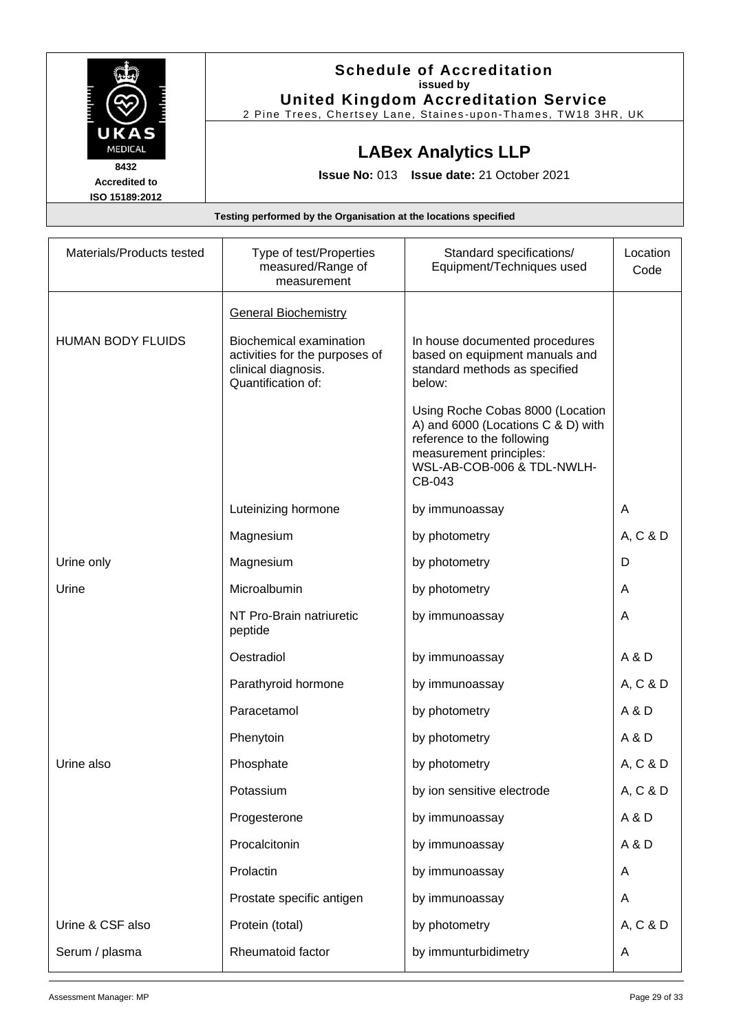**Schedule of Accreditation**
**issued by**
**United Kingdom Accreditation Service**
2 Pine Trees, Chertsey Lane, Staines-upon-Thames, TW18 3HR, UK

UKAS MEDICAL
8432
Accredited to
ISO 15189:2012

## LABex Analytics LLP

**Issue No:** 013 **Issue date:** 21 October 2021

**Testing performed by the Organisation at the locations specified**

| Materials/Products tested | Type of test/Properties measured/Range of measurement | Standard specifications/ Equipment/Techniques used | Location Code |
|---|---|---|---|
| | General Biochemistry | | |
| HUMAN BODY FLUIDS | Biochemical examination activities for the purposes of clinical diagnosis. Quantification of: | In house documented procedures based on equipment manuals and standard methods as specified below:<br><br>Using Roche Cobas 8000 (Location A) and 6000 (Locations C & D) with reference to the following measurement principles: WSL-AB-COB-006 & TDL-NWLH-CB-043 | |
| | Luteinizing hormone | by immunoassay | A |
| | Magnesium | by photometry | A, C & D |
| Urine only | Magnesium | by photometry | D |
| Urine | Microalbumin | by photometry | A |
| | NT Pro-Brain natriuretic peptide | by immunoassay | A |
| | Oestradiol | by immunoassay | A & D |
| | Parathyroid hormone | by immunoassay | A, C & D |
| | Paracetamol | by photometry | A & D |
| | Phenytoin | by photometry | A & D |
| Urine also | Phosphate | by photometry | A, C & D |
| | Potassium | by ion sensitive electrode | A, C & D |
| | Progesterone | by immunoassay | A & D |
| | Procalcitonin | by immunoassay | A & D |
| | Prolactin | by immunoassay | A |
| | Prostate specific antigen | by immunoassay | A |
| Urine & CSF also | Protein (total) | by photometry | A, C & D |
| Serum / plasma | Rheumatoid factor | by immunturbidimetry | A |

Assessment Manager: MP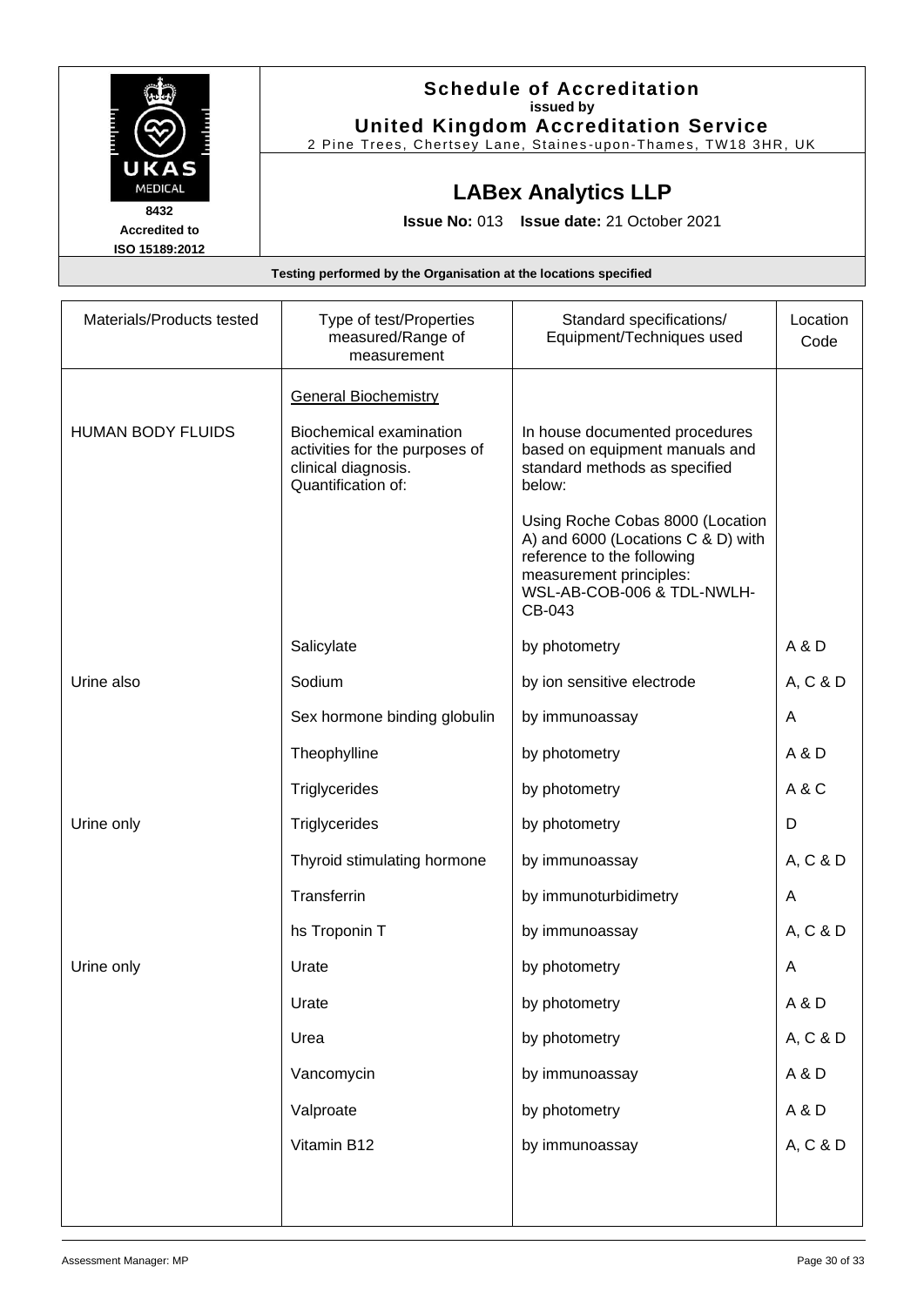**Schedule of Accreditation**
**issued by**
**United Kingdom Accreditation Service**
2 Pine Trees, Chertsey Lane, Staines-upon-Thames, TW18 3HR, UK

UKAS MEDICAL
8432
Accredited to ISO 15189:2012

## LABex Analytics LLP

**Issue No:** 013 **Issue date:** 21 October 2021

**Testing performed by the Organisation at the locations specified**

| Materials/Products tested | Type of test/Properties measured/Range of measurement | Standard specifications/ Equipment/Techniques used | Location Code |
|---|---|---|---|
| | General Biochemistry | | |
| HUMAN BODY FLUIDS | Biochemical examination activities for the purposes of clinical diagnosis. Quantification of: | In house documented procedures based on equipment manuals and standard methods as specified below:<br><br>Using Roche Cobas 8000 (Location A) and 6000 (Locations C & D) with reference to the following measurement principles: WSL-AB-COB-006 & TDL-NWLH-CB-043 | |
| | Salicylate | by photometry | A & D |
| Urine also | Sodium | by ion sensitive electrode | A, C & D |
| | Sex hormone binding globulin | by immunoassay | A |
| | Theophylline | by photometry | A & D |
| | Triglycerides | by photometry | A & C |
| Urine only | Triglycerides | by photometry | D |
| | Thyroid stimulating hormone | by immunoassay | A, C & D |
| | Transferrin | by immunoturbidimetry | A |
| | hs Troponin T | by immunoassay | A, C & D |
| Urine only | Urate | by photometry | A |
| | Urate | by photometry | A & D |
| | Urea | by photometry | A, C & D |
| | Vancomycin | by immunoassay | A & D |
| | Valproate | by photometry | A & D |
| | Vitamin B12 | by immunoassay | A, C & D |

Assessment Manager: MP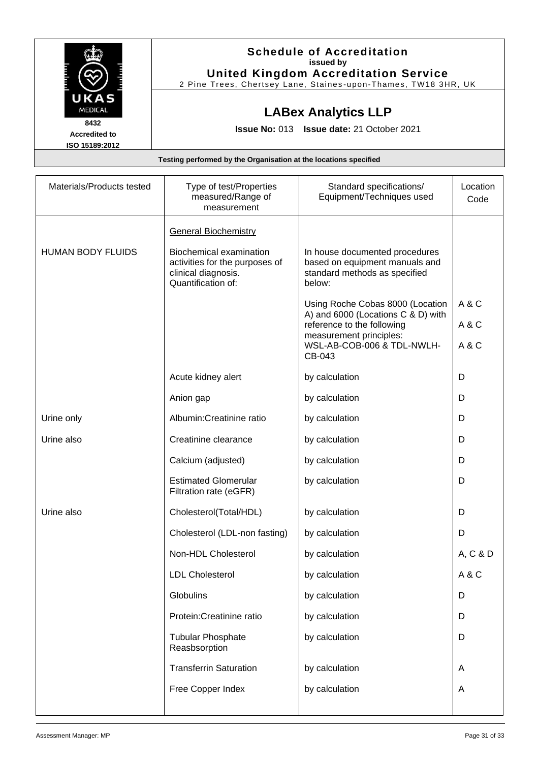**Schedule of Accreditation**
**issued by**
**United Kingdom Accreditation Service**
2 Pine Trees, Chertsey Lane, Staines-upon-Thames, TW18 3HR, UK

UKAS MEDICAL
8432
Accredited to
ISO 15189:2012

## LABex Analytics LLP

**Issue No:** 013 **Issue date:** 21 October 2021

**Testing performed by the Organisation at the locations specified**

| Materials/Products tested | Type of test/Properties measured/Range of measurement | Standard specifications/ Equipment/Techniques used | Location Code |
|---|---|---|---|
| | General Biochemistry | | |
| HUMAN BODY FLUIDS | Biochemical examination activities for the purposes of clinical diagnosis. Quantification of: | In house documented procedures based on equipment manuals and standard methods as specified below: | |
| | | Using Roche Cobas 8000 (Location A) and 6000 (Locations C & D) with reference to the following measurement principles: WSL-AB-COB-006 & TDL-NWLH-CB-043 | A & C<br>A & C<br>A & C |
| | Acute kidney alert | by calculation | D |
| | Anion gap | by calculation | D |
| Urine only | Albumin:Creatinine ratio | by calculation | D |
| Urine also | Creatinine clearance | by calculation | D |
| | Calcium (adjusted) | by calculation | D |
| | Estimated Glomerular Filtration rate (eGFR) | by calculation | D |
| Urine also | Cholesterol(Total/HDL) | by calculation | D |
| | Cholesterol (LDL-non fasting) | by calculation | D |
| | Non-HDL Cholesterol | by calculation | A, C & D |
| | LDL Cholesterol | by calculation | A & C |
| | Globulins | by calculation | D |
| | Protein:Creatinine ratio | by calculation | D |
| | Tubular Phosphate Reasbsorption | by calculation | D |
| | Transferrin Saturation | by calculation | A |
| | Free Copper Index | by calculation | A |

Assessment Manager: MP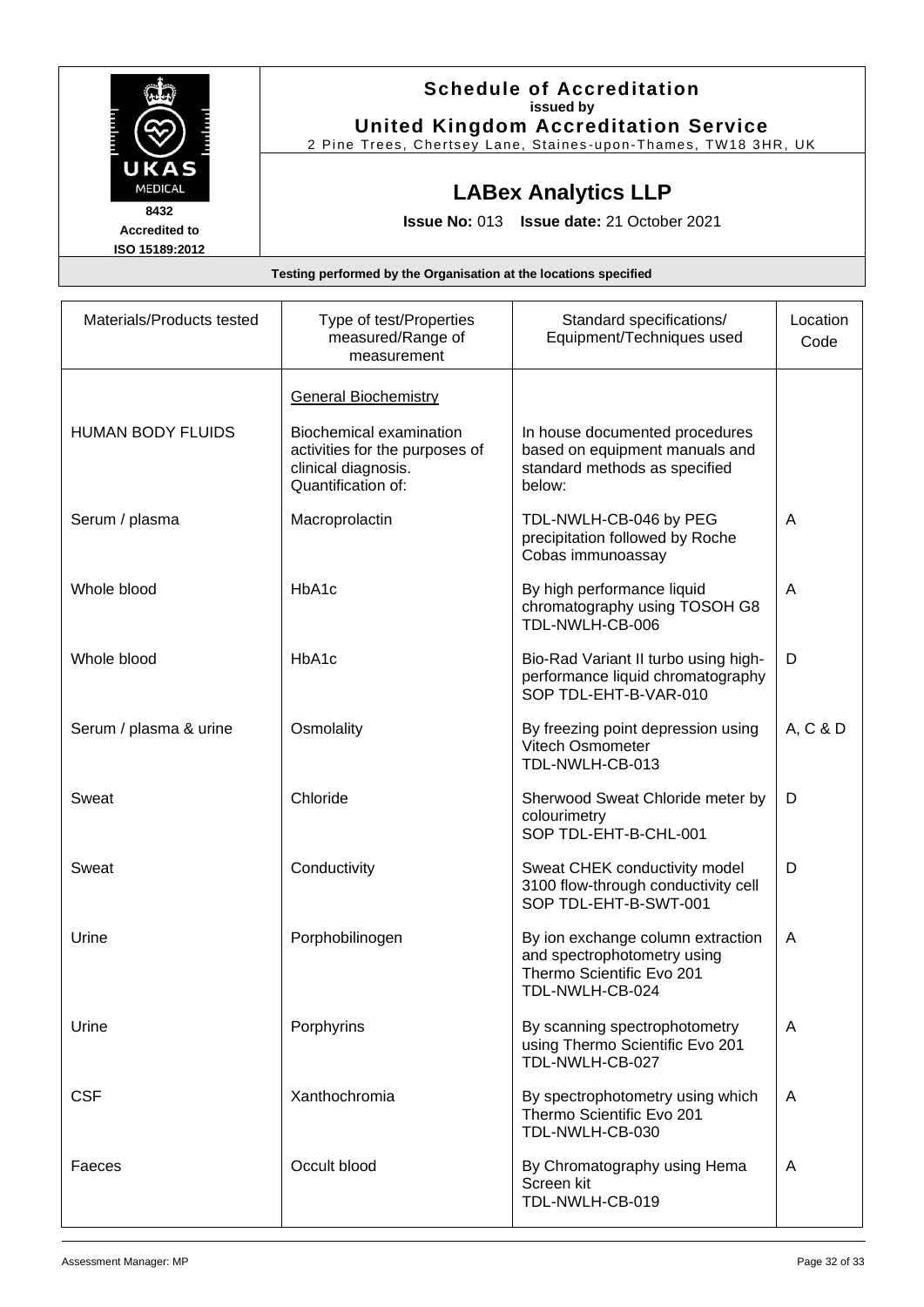**Schedule of Accreditation**
**issued by**
**United Kingdom Accreditation Service**
2 Pine Trees, Chertsey Lane, Staines-upon-Thames, TW18 3HR, UK

UKAS MEDICAL
8432
Accredited to
ISO 15189:2012

## LABex Analytics LLP

**Issue No:** 013 **Issue date:** 21 October 2021

**Testing performed by the Organisation at the locations specified**

| Materials/Products tested | Type of test/Properties measured/Range of measurement | Standard specifications/ Equipment/Techniques used | Location Code |
|---|---|---|---|
| | General Biochemistry | | |
| HUMAN BODY FLUIDS | Biochemical examination activities for the purposes of clinical diagnosis. Quantification of: | In house documented procedures based on equipment manuals and standard methods as specified below: | |
| Serum / plasma | Macroprolactin | TDL-NWLH-CB-046 by PEG precipitation followed by Roche Cobas immunoassay | A |
| Whole blood | HbA1c | By high performance liquid chromatography using TOSOH G8 TDL-NWLH-CB-006 | A |
| Whole blood | HbA1c | Bio-Rad Variant II turbo using high-performance liquid chromatography SOP TDL-EHT-B-VAR-010 | D |
| Serum / plasma & urine | Osmolality | By freezing point depression using Vitech Osmometer TDL-NWLH-CB-013 | A, C & D |
| Sweat | Chloride | Sherwood Sweat Chloride meter by colourimetry SOP TDL-EHT-B-CHL-001 | D |
| Sweat | Conductivity | Sweat CHEK conductivity model 3100 flow-through conductivity cell SOP TDL-EHT-B-SWT-001 | D |
| Urine | Porphobilinogen | By ion exchange column extraction and spectrophotometry using Thermo Scientific Evo 201 TDL-NWLH-CB-024 | A |
| Urine | Porphyrins | By scanning spectrophotometry using Thermo Scientific Evo 201 TDL-NWLH-CB-027 | A |
| CSF | Xanthochromia | By spectrophotometry using which Thermo Scientific Evo 201 TDL-NWLH-CB-030 | A |
| Faeces | Occult blood | By Chromatography using Hema Screen kit TDL-NWLH-CB-019 | A |

Assessment Manager: MP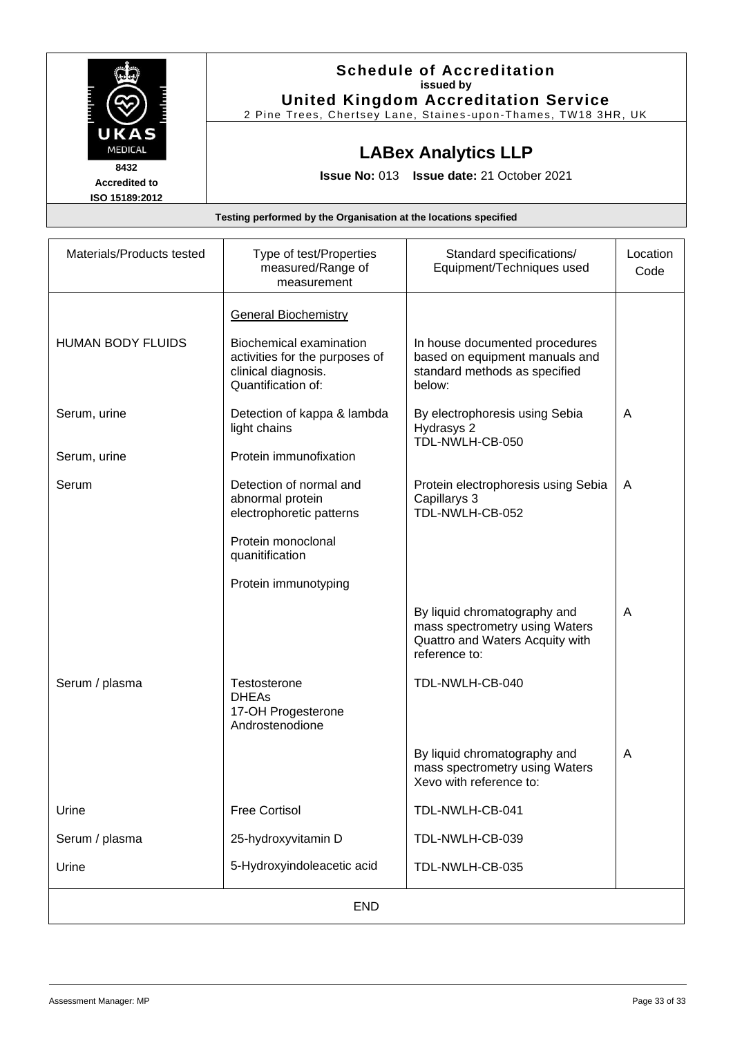**Schedule of Accreditation**
**issued by**
**United Kingdom Accreditation Service**
2 Pine Trees, Chertsey Lane, Staines-upon-Thames, TW18 3HR, UK

UKAS MEDICAL
8432
Accredited to
ISO 15189:2012

## LABex Analytics LLP

**Issue No:** 013 **Issue date:** 21 October 2021

**Testing performed by the Organisation at the locations specified**

| Materials/Products tested | Type of test/Properties measured/Range of measurement | Standard specifications/ Equipment/Techniques used | Location Code |
|---|---|---|---|
| | General Biochemistry | | |
| HUMAN BODY FLUIDS | Biochemical examination activities for the purposes of clinical diagnosis. Quantification of: | In house documented procedures based on equipment manuals and standard methods as specified below: | |
| Serum, urine | Detection of kappa & lambda light chains | By electrophoresis using Sebia Hydrasys 2 TDL-NWLH-CB-050 | A |
| Serum, urine | Protein immunofixation | | |
| Serum | Detection of normal and abnormal protein electrophoretic patterns | Protein electrophoresis using Sebia Capillarys 3 TDL-NWLH-CB-052 | A |
| | Protein monoclonal quanitification | | |
| | Protein immunotyping | | |
| | | By liquid chromatography and mass spectrometry using Waters Quattro and Waters Acquity with reference to: | A |
| Serum / plasma | Testosterone<br>DHEAs<br>17-OH Progesterone<br>Androstenodione | TDL-NWLH-CB-040 | |
| | | By liquid chromatography and mass spectrometry using Waters Xevo with reference to: | A |
| Urine | Free Cortisol | TDL-NWLH-CB-041 | |
| Serum / plasma | 25-hydroxyvitamin D | TDL-NWLH-CB-039 | |
| Urine | 5-Hydroxyindoleacetic acid | TDL-NWLH-CB-035 | |

END

Assessment Manager: MP